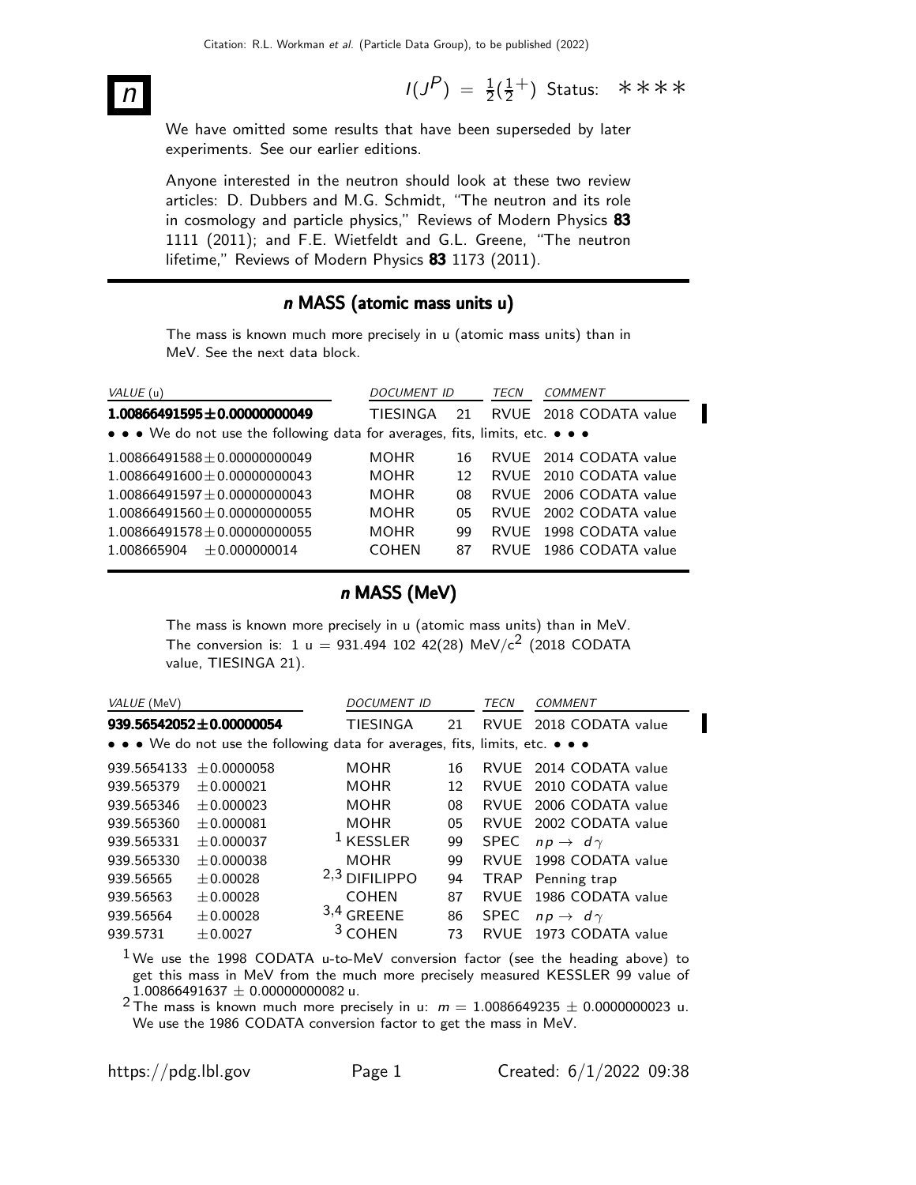# $n$

$I(J^P) = \frac{1}{2}(\frac{1}{2}^+)$ Status: ∗∗∗∗

We have omitted some results that have been superseded by later experiments. See our earlier editions.

Anyone interested in the neutron should look at these two review articles: D. Dubbers and M.G. Schmidt, "The neutron and its role in cosmology and particle physics," Reviews of Modern Physics **83** 1111 (2011); and F.E. Wietfeldt and G.L. Greene, "The neutron lifetime," Reviews of Modern Physics **83** 1173 (2011).

## $n$ MASS (atomic mass units u)

The mass is known much more precisely in u (atomic mass units) than in MeV. See the next data block.

| VALUE (u) | DOCUMENT ID | | TECN | COMMENT |
|---|---|---|---|---|
| **1.00866491595±0.00000000049** | TIESINGA | 21 | RVUE | 2018 CODATA value |
| • • • We do not use the following data for averages, fits, limits, etc. • • • | | | | |
| 1.00866491588±0.00000000049 | MOHR | 16 | RVUE | 2014 CODATA value |
| 1.00866491600±0.00000000043 | MOHR | 12 | RVUE | 2010 CODATA value |
| 1.00866491597±0.00000000043 | MOHR | 08 | RVUE | 2006 CODATA value |
| 1.00866491560±0.00000000055 | MOHR | 05 | RVUE | 2002 CODATA value |
| 1.00866491578±0.00000000055 | MOHR | 99 | RVUE | 1998 CODATA value |
| 1.008665904 ±0.000000014 | COHEN | 87 | RVUE | 1986 CODATA value |

## $n$ MASS (MeV)

The mass is known more precisely in u (atomic mass units) than in MeV. The conversion is: 1 u = 931.494 102 42(28) MeV/$c^2$ (2018 CODATA value, TIESINGA 21).

| VALUE (MeV) | DOCUMENT ID | | TECN | COMMENT |
|---|---|---|---|---|
| **939.56542052±0.00000054** | TIESINGA | 21 | RVUE | 2018 CODATA value |
| • • • We do not use the following data for averages, fits, limits, etc. • • • | | | | |
| 939.5654133 ±0.0000058 | MOHR | 16 | RVUE | 2014 CODATA value |
| 939.565379 ±0.000021 | MOHR | 12 | RVUE | 2010 CODATA value |
| 939.565346 ±0.000023 | MOHR | 08 | RVUE | 2006 CODATA value |
| 939.565360 ±0.000081 | MOHR | 05 | RVUE | 2002 CODATA value |
| 939.565331 ±0.000037 | [1] KESSLER | 99 | SPEC | $n p \to d \gamma$ |
| 939.565330 ±0.000038 | MOHR | 99 | RVUE | 1998 CODATA value |
| 939.56565 ±0.00028 | [2,3] DIFILIPPO | 94 | TRAP | Penning trap |
| 939.56563 ±0.00028 | COHEN | 87 | RVUE | 1986 CODATA value |
| 939.56564 ±0.00028 | [3,4] GREENE | 86 | SPEC | $n p \to d \gamma$ |
| 939.5731 ±0.0027 | [3] COHEN | 73 | RVUE | 1973 CODATA value |

[1] We use the 1998 CODATA u-to-MeV conversion factor (see the heading above) to get this mass in MeV from the much more precisely measured KESSLER 99 value of 1.00866491637 ± 0.00000000082 u.

[2] The mass is known much more precisely in u: $m$ = 1.0086649235 ± 0.0000000023 u. We use the 1986 CODATA conversion factor to get the mass in MeV.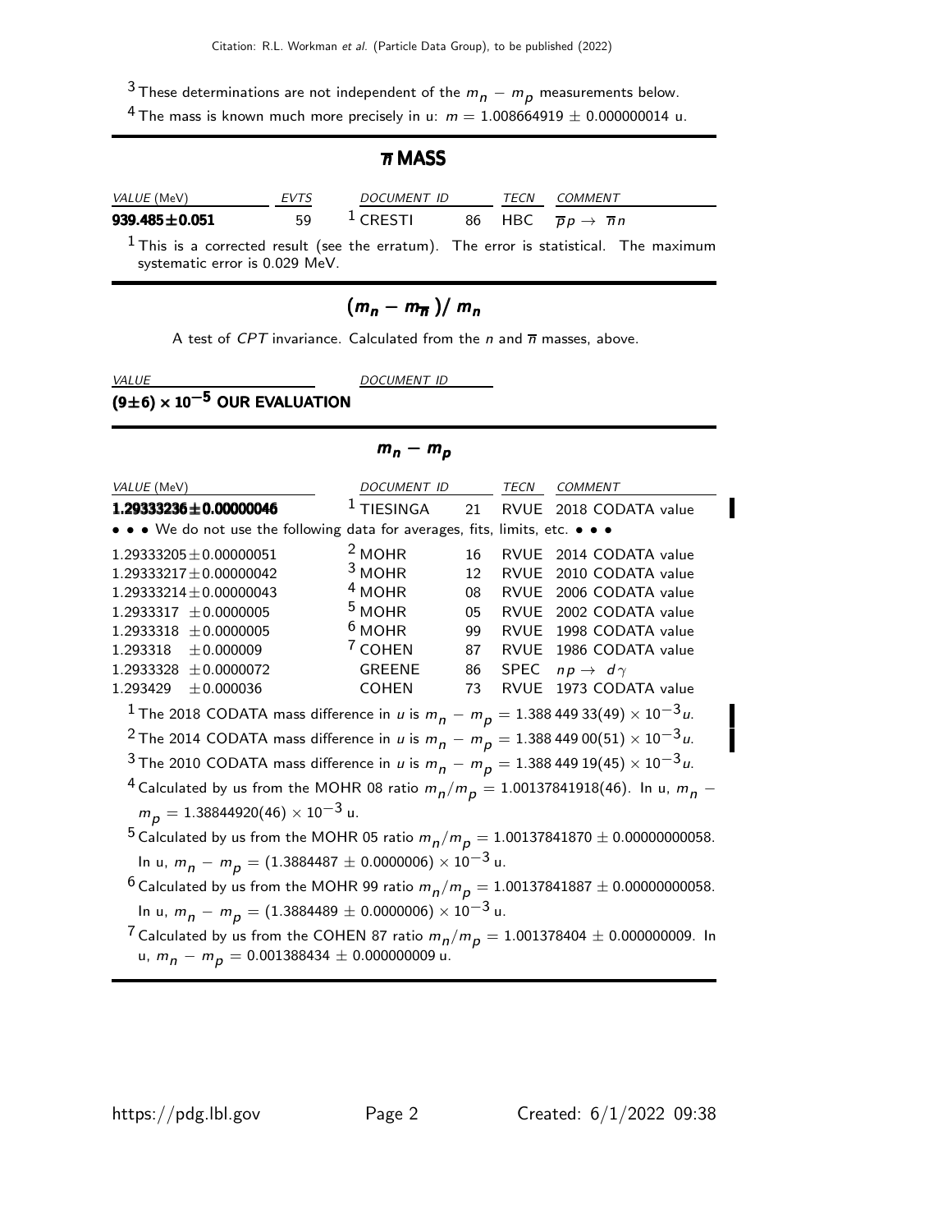[3] These determinations are not independent of the $m_n - m_p$ measurements below.

[4] The mass is known much more precisely in u: $m = 1.008664919 \pm 0.000000014$ u.

## $\overline{n}$ MASS

| VALUE (MeV) | EVTS | DOCUMENT ID | | TECN | COMMENT |
|---|---|---|---|---|---|
| **939.485±0.051** | 59 | [1] CRESTI | 86 | HBC | $\overline{p}p \to \overline{n}n$ |

[1] This is a corrected result (see the erratum). The error is statistical. The maximum systematic error is 0.029 MeV.

## $(m_n - m_{\overline{n}})/ m_n$

A test of *CPT* invariance. Calculated from the $n$ and $\overline{n}$ masses, above.

| VALUE | DOCUMENT ID |
|---|---|
| **$(9\pm6) \times 10^{-5}$ OUR EVALUATION** | |

## $m_n - m_p$

| VALUE (MeV) | DOCUMENT ID | | TECN | COMMENT |
|---|---|---|---|---|
| **1.29333236±0.00000046** | [1] TIESINGA | 21 | RVUE | 2018 CODATA value |
| • • • We do not use the following data for averages, fits, limits, etc. • • • | | | | |
| 1.29333205±0.00000051 | [2] MOHR | 16 | RVUE | 2014 CODATA value |
| 1.29333217±0.00000042 | [3] MOHR | 12 | RVUE | 2010 CODATA value |
| 1.29333214±0.00000043 | [4] MOHR | 08 | RVUE | 2006 CODATA value |
| 1.2933317 ±0.0000005 | [5] MOHR | 05 | RVUE | 2002 CODATA value |
| 1.2933318 ±0.0000005 | [6] MOHR | 99 | RVUE | 1998 CODATA value |
| 1.2933318 ±0.000009 | [7] COHEN | 87 | RVUE | 1986 CODATA value |
| 1.2933328 ±0.0000072 | GREENE | 86 | SPEC | $np \to d\gamma$ |
| 1.293429 ±0.000036 | COHEN | 73 | RVUE | 1973 CODATA value |

[1] The 2018 CODATA mass difference in $u$ is $m_n - m_p = 1.388\,449\,33(49) \times 10^{-3} u$.

[2] The 2014 CODATA mass difference in $u$ is $m_n - m_p = 1.388\,449\,00(51) \times 10^{-3} u$.

[3] The 2010 CODATA mass difference in $u$ is $m_n - m_p = 1.388\,449\,19(45) \times 10^{-3} u$.

[4] Calculated by us from the MOHR 08 ratio $m_n/m_p = 1.00137841918(46)$. In u, $m_n - m_p = 1.38844920(46) \times 10^{-3}$ u.

[5] Calculated by us from the MOHR 05 ratio $m_n/m_p = 1.00137841870 \pm 0.00000000058$. In u, $m_n - m_p = (1.3884487 \pm 0.0000006) \times 10^{-3}$ u.

[6] Calculated by us from the MOHR 99 ratio $m_n/m_p = 1.00137841887 \pm 0.00000000058$. In u, $m_n - m_p = (1.3884489 \pm 0.0000006) \times 10^{-3}$ u.

[7] Calculated by us from the COHEN 87 ratio $m_n/m_p = 1.001378404 \pm 0.000000009$. In u, $m_n - m_p = 0.001388434 \pm 0.000000009$ u.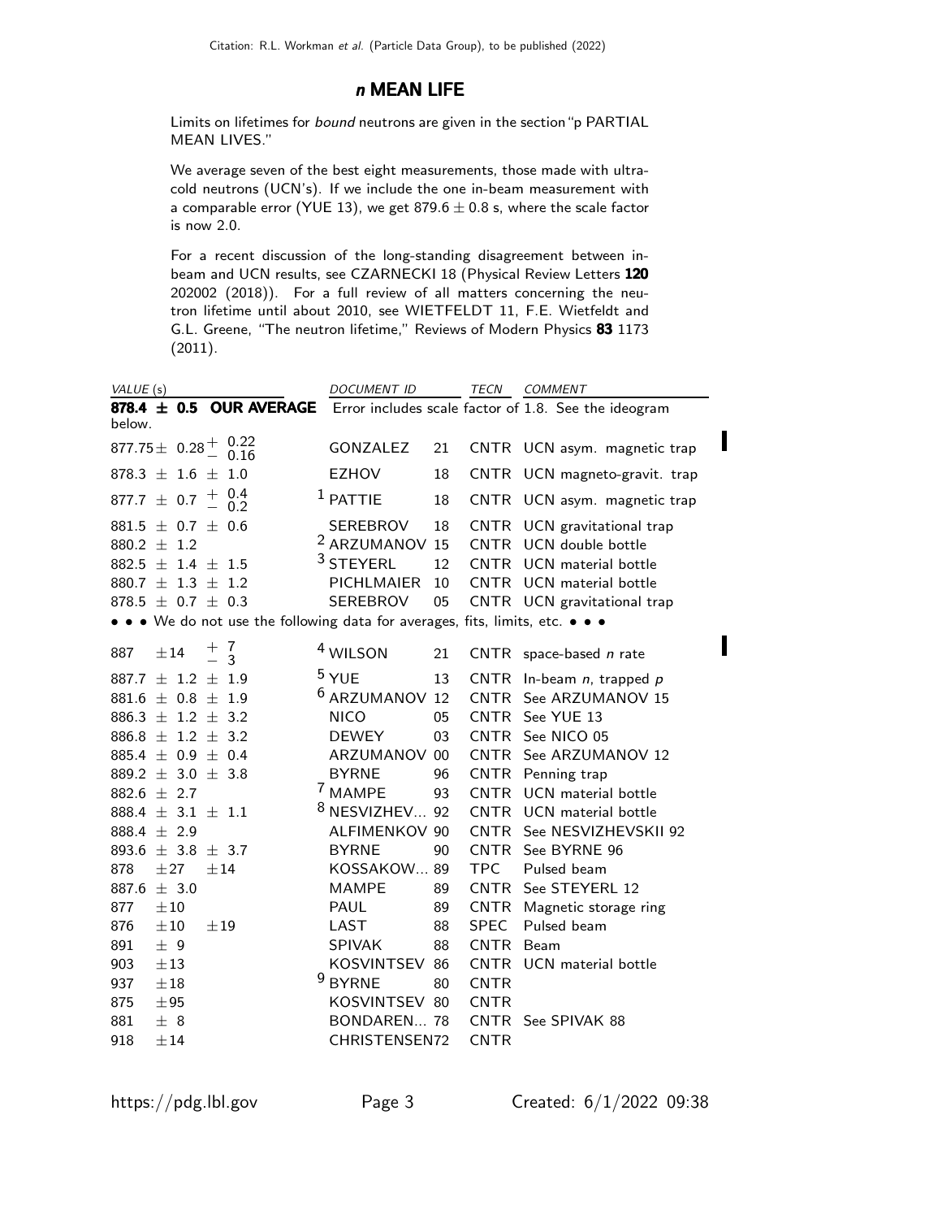# *n* MEAN LIFE

Limits on lifetimes for *bound* neutrons are given in the section "p PARTIAL MEAN LIVES."

We average seven of the best eight measurements, those made with ultracold neutrons (UCN's). If we include the one in-beam measurement with a comparable error (YUE 13), we get 879.6 ± 0.8 s, where the scale factor is now 2.0.

For a recent discussion of the long-standing disagreement between in-beam and UCN results, see CZARNECKI 18 (Physical Review Letters **120** 202002 (2018)). For a full review of all matters concerning the neutron lifetime until about 2010, see WIETFELDT 11, F.E. Wietfeldt and G.L. Greene, "The neutron lifetime," Reviews of Modern Physics **83** 1173 (2011).

| VALUE (s) | DOCUMENT ID | | TECN | COMMENT |
|---|---|---|---|---|
| **878.4 ± 0.5 OUR AVERAGE** | Error includes scale factor of 1.8. See the ideogram below. | | | |
| $877.75 \pm 0.28 ^{+0.22}_{-0.16}$ | GONZALEZ | 21 | CNTR | UCN asym. magnetic trap |
| 878.3 ± 1.6 ± 1.0 | EZHOV | 18 | CNTR | UCN magneto-gravit. trap |
| $877.7 \pm 0.7 ^{+0.4}_{-0.2}$ | [1] PATTIE | 18 | CNTR | UCN asym. magnetic trap |
| 881.5 ± 0.7 ± 0.6 | SEREBROV | 18 | CNTR | UCN gravitational trap |
| 880.2 ± 1.2 | [2] ARZUMANOV | 15 | CNTR | UCN double bottle |
| 882.5 ± 1.4 ± 1.5 | [3] STEYERL | 12 | CNTR | UCN material bottle |
| 880.7 ± 1.3 ± 1.2 | PICHLMAIER | 10 | CNTR | UCN material bottle |
| 878.5 ± 0.7 ± 0.3 | SEREBROV | 05 | CNTR | UCN gravitational trap |
| • • • We do not use the following data for averages, fits, limits, etc. • • • | | | | |
| $887 \pm 14 ^{+7}_{-3}$ | [4] WILSON | 21 | CNTR | space-based *n* rate |
| 887.7 ± 1.2 ± 1.9 | [5] YUE | 13 | CNTR | In-beam *n*, trapped *p* |
| 881.6 ± 0.8 ± 1.9 | [6] ARZUMANOV | 12 | CNTR | See ARZUMANOV 15 |
| 886.3 ± 1.2 ± 3.2 | NICO | 05 | CNTR | See YUE 13 |
| 886.8 ± 1.2 ± 3.2 | DEWEY | 03 | CNTR | See NICO 05 |
| 885.4 ± 0.9 ± 0.4 | ARZUMANOV | 00 | CNTR | See ARZUMANOV 12 |
| 889.2 ± 3.0 ± 3.8 | BYRNE | 96 | CNTR | Penning trap |
| 882.6 ± 2.7 | [7] MAMPE | 93 | CNTR | UCN material bottle |
| 888.4 ± 3.1 ± 1.1 | [8] NESVIZHEV... | 92 | CNTR | UCN material bottle |
| 888.4 ± 2.9 | ALFIMENKOV | 90 | CNTR | See NESVIZHEVSKII 92 |
| 893.6 ± 3.8 ± 3.7 | BYRNE | 90 | CNTR | See BYRNE 96 |
| 878 ± 27 ± 14 | KOSSAKOW... | 89 | TPC | Pulsed beam |
| 887.6 ± 3.0 | MAMPE | 89 | CNTR | See STEYERL 12 |
| 877 ± 10 | PAUL | 89 | CNTR | Magnetic storage ring |
| 876 ± 10 ± 19 | LAST | 88 | SPEC | Pulsed beam |
| 891 ± 9 | SPIVAK | 88 | CNTR | Beam |
| 903 ± 13 | KOSVINTSEV | 86 | CNTR | UCN material bottle |
| 937 ± 18 | [9] BYRNE | 80 | CNTR | |
| 875 ± 95 | KOSVINTSEV | 80 | CNTR | |
| 881 ± 8 | BONDAREN... | 78 | CNTR | See SPIVAK 88 |
| 918 ± 14 | CHRISTENSEN | 72 | CNTR | |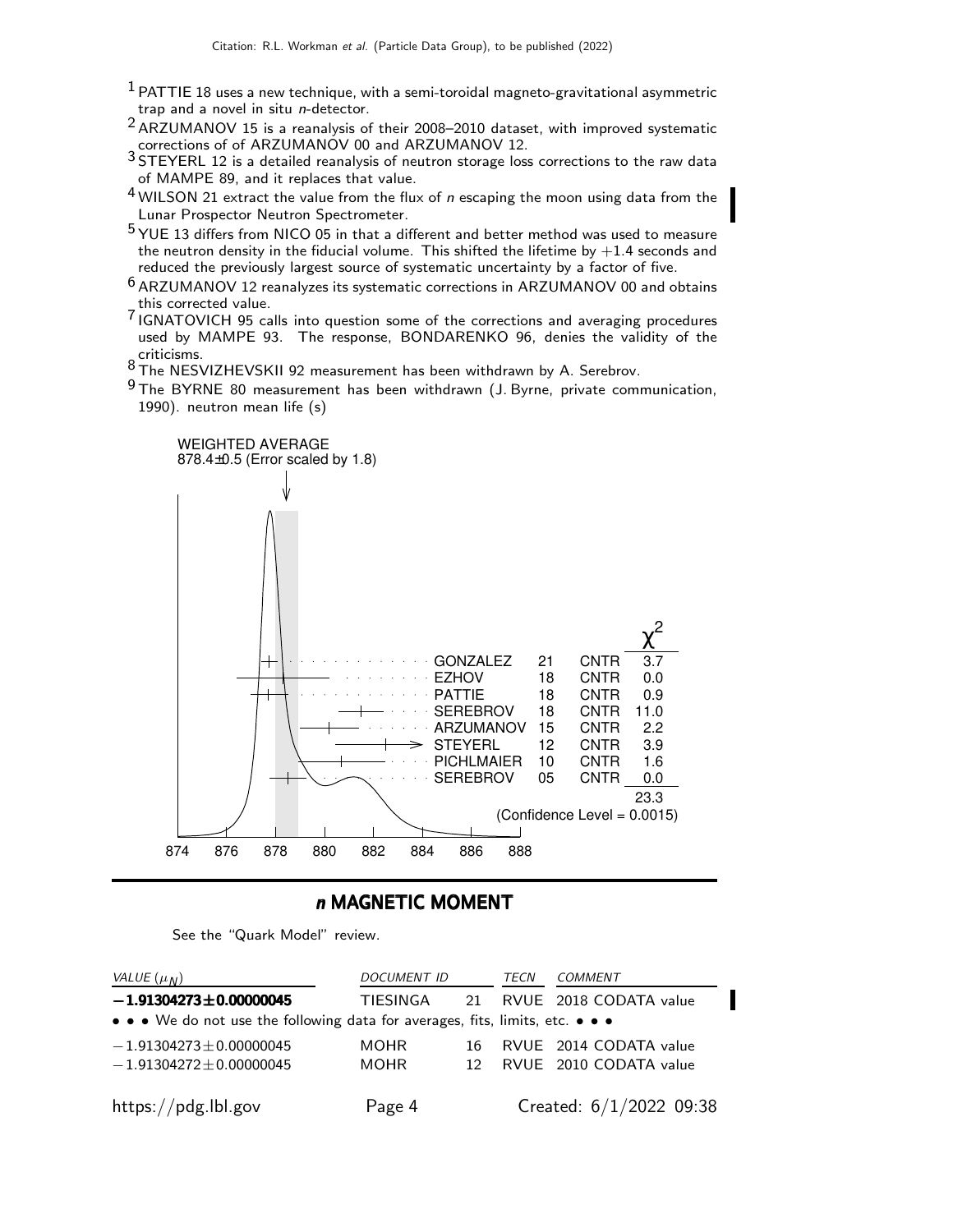[1] PATTIE 18 uses a new technique, with a semi-toroidal magneto-gravitational asymmetric trap and a novel in situ *n*-detector.

[2] ARZUMANOV 15 is a reanalysis of their 2008–2010 dataset, with improved systematic corrections of of ARZUMANOV 00 and ARZUMANOV 12.

[3] STEYERL 12 is a detailed reanalysis of neutron storage loss corrections to the raw data of MAMPE 89, and it replaces that value.

[4] WILSON 21 extract the value from the flux of *n* escaping the moon using data from the Lunar Prospector Neutron Spectrometer.

[5] YUE 13 differs from NICO 05 in that a different and better method was used to measure the neutron density in the fiducial volume. This shifted the lifetime by +1.4 seconds and reduced the previously largest source of systematic uncertainty by a factor of five.

[6] ARZUMANOV 12 reanalyzes its systematic corrections in ARZUMANOV 00 and obtains this corrected value.

[7] IGNATOVICH 95 calls into question some of the corrections and averaging procedures used by MAMPE 93. The response, BONDARENKO 96, denies the validity of the criticisms.

[8] The NESVIZHEVSKII 92 measurement has been withdrawn by A. Serebrov.

[9] The BYRNE 80 measurement has been withdrawn (J. Byrne, private communication, 1990). neutron mean life (s)

WEIGHTED AVERAGE
878.4±0.5 (Error scaled by 1.8)

| | | | $\chi^2$ |
|---|---|---|---|
| GONZALEZ | 21 | CNTR | 3.7 |
| EZHOV | 18 | CNTR | 0.0 |
| PATTIE | 18 | CNTR | 0.9 |
| SEREBROV | 18 | CNTR | 11.0 |
| ARZUMANOV | 15 | CNTR | 2.2 |
| STEYERL | 12 | CNTR | 3.9 |
| PICHLMAIER | 10 | CNTR | 1.6 |
| SEREBROV | 05 | CNTR | 0.0 |
| | | | 23.3 |

(Confidence Level = 0.0015)

## *n* MAGNETIC MOMENT

See the "Quark Model" review.

| *VALUE* ($\mu_N$) | *DOCUMENT ID* | | *TECN* | *COMMENT* |
|---|---|---|---|---|
| **−1.91304273±0.00000045** | TIESINGA | 21 | RVUE | 2018 CODATA value |
| • • • We do not use the following data for averages, fits, limits, etc. • • • | | | | |
| −1.91304273±0.00000045 | MOHR | 16 | RVUE | 2014 CODATA value |
| −1.91304272±0.00000045 | MOHR | 12 | RVUE | 2010 CODATA value |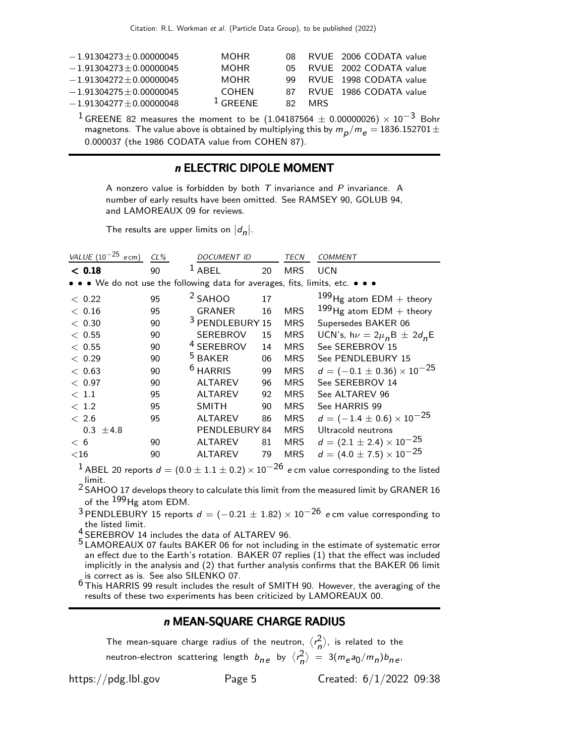| | | | | |
|---|---|---|---|---|
| $-1.91304273 \pm 0.00000045$ | MOHR | 08 | RVUE | 2006 CODATA value |
| $-1.91304273 \pm 0.00000045$ | MOHR | 05 | RVUE | 2002 CODATA value |
| $-1.91304272 \pm 0.00000045$ | MOHR | 99 | RVUE | 1998 CODATA value |
| $-1.91304275 \pm 0.00000045$ | COHEN | 87 | RVUE | 1986 CODATA value |
| $-1.91304277 \pm 0.00000048$ | [1] GREENE | 82 | MRS | |

[1] GREENE 82 measures the moment to be $(1.04187564 \pm 0.00000026) \times 10^{-3}$ Bohr magnetons. The value above is obtained by multiplying this by $m_p/m_e = 1836.152701 \pm 0.000037$ (the 1986 CODATA value from COHEN 87).

## *n* ELECTRIC DIPOLE MOMENT

A nonzero value is forbidden by both $T$ invariance and $P$ invariance. A number of early results have been omitted. See RAMSEY 90, GOLUB 94, and LAMOREAUX 09 for reviews.

The results are upper limits on $|d_n|$.

| VALUE ($10^{-25}$ $e$ cm) | CL% | DOCUMENT ID | | TECN | COMMENT |
|---|---|---|---|---|---|
| **< 0.18** | 90 | [1] ABEL | 20 | MRS | UCN |
| • • • We do not use the following data for averages, fits, limits, etc. • • • | | | | | |
| < 0.22 | 95 | [2] SAHOO | 17 | | $^{199}$Hg atom EDM + theory |
| < 0.16 | 95 | GRANER | 16 | MRS | $^{199}$Hg atom EDM + theory |
| < 0.30 | 90 | [3] PENDLEBURY | 15 | MRS | Supersedes BAKER 06 |
| < 0.55 | 90 | SEREBROV | 15 | MRS | UCN's, $h\nu = 2\mu_n B \pm 2d_n E$ |
| < 0.55 | 90 | [4] SEREBROV | 14 | MRS | See SEREBROV 15 |
| < 0.29 | 90 | [5] BAKER | 06 | MRS | See PENDLEBURY 15 |
| < 0.63 | 90 | [6] HARRIS | 99 | MRS | $d = (-0.1 \pm 0.36) \times 10^{-25}$ |
| < 0.97 | 90 | ALTAREV | 96 | MRS | See SEREBROV 14 |
| < 1.1 | 95 | ALTAREV | 92 | MRS | See ALTAREV 96 |
| < 1.2 | 95 | SMITH | 90 | MRS | See HARRIS 99 |
| < 2.6 | 95 | ALTAREV | 86 | MRS | $d = (-1.4 \pm 0.6) \times 10^{-25}$ |
| 0.3 ±4.8 | | PENDLEBURY | 84 | MRS | Ultracold neutrons |
| < 6 | 90 | ALTAREV | 81 | MRS | $d = (2.1 \pm 2.4) \times 10^{-25}$ |
| <16 | 90 | ALTAREV | 79 | MRS | $d = (4.0 \pm 7.5) \times 10^{-25}$ |

[1] ABEL 20 reports $d = (0.0 \pm 1.1 \pm 0.2) \times 10^{-26}$ $e$ cm value corresponding to the listed limit.

[2] SAHOO 17 develops theory to calculate this limit from the measured limit by GRANER 16 of the $^{199}$Hg atom EDM.

[3] PENDLEBURY 15 reports $d = (-0.21 \pm 1.82) \times 10^{-26}$ $e$ cm value corresponding to the listed limit.

[4] SEREBROV 14 includes the data of ALTAREV 96.

[5] LAMOREAUX 07 faults BAKER 06 for not including in the estimate of systematic error an effect due to the Earth's rotation. BAKER 07 replies (1) that the effect was included implicitly in the analysis and (2) that further analysis confirms that the BAKER 06 limit is correct as is. See also SILENKO 07.

[6] This HARRIS 99 result includes the result of SMITH 90. However, the averaging of the results of these two experiments has been criticized by LAMOREAUX 00.

## *n* MEAN-SQUARE CHARGE RADIUS

The mean-square charge radius of the neutron, $\langle r_n^2 \rangle$, is related to the neutron-electron scattering length $b_{ne}$ by $\langle r_n^2 \rangle = 3(m_e a_0/m_n) b_{ne}$,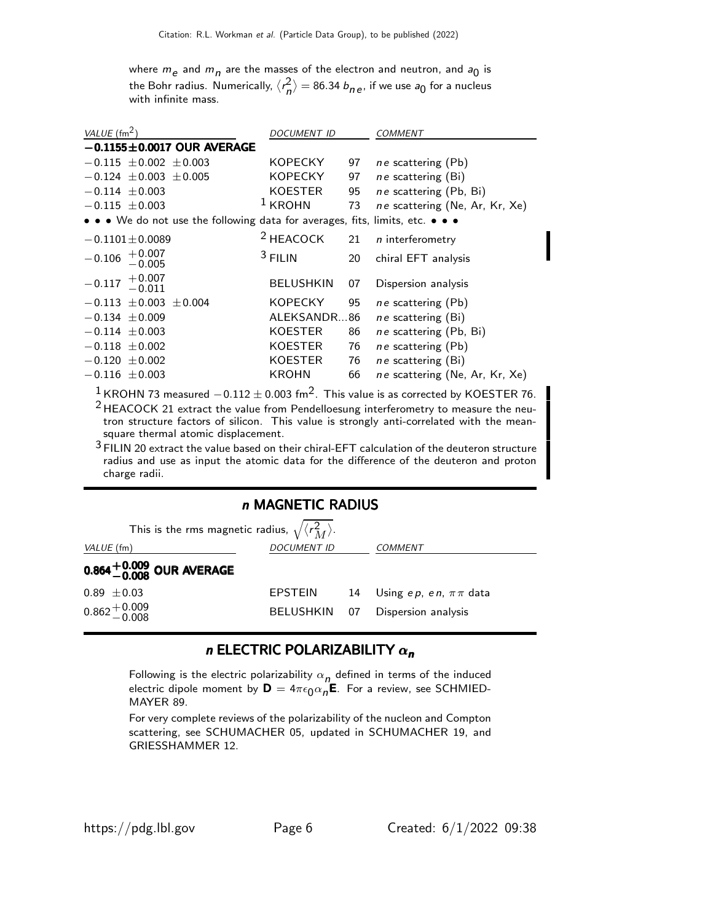where $m_e$ and $m_n$ are the masses of the electron and neutron, and $a_0$ is the Bohr radius. Numerically, $\langle r_n^2 \rangle = 86.34\ b_{ne}$, if we use $a_0$ for a nucleus with infinite mass.

| VALUE ($fm^2$) | DOCUMENT ID | | COMMENT |
|---|---|---|---|
| **$-0.1155 \pm 0.0017$ OUR AVERAGE** | | | |
| $-0.115 \pm 0.002 \pm 0.003$ | KOPECKY | 97 | $ne$ scattering (Pb) |
| $-0.124 \pm 0.003 \pm 0.005$ | KOPECKY | 97 | $ne$ scattering (Bi) |
| $-0.114 \pm 0.003$ | KOESTER | 95 | $ne$ scattering (Pb, Bi) |
| $-0.115 \pm 0.003$ | [1] KROHN | 73 | $ne$ scattering (Ne, Ar, Kr, Xe) |
| • • • We do not use the following data for averages, fits, limits, etc. • • • | | | |
| $-0.1101 \pm 0.0089$ | [2] HEACOCK | 21 | $n$ interferometry |
| $-0.106\ ^{+0.007}_{-0.005}$ | [3] FILIN | 20 | chiral EFT analysis |
| $-0.117\ ^{+0.007}_{-0.011}$ | BELUSHKIN | 07 | Dispersion analysis |
| $-0.113 \pm 0.003 \pm 0.004$ | KOPECKY | 95 | $ne$ scattering (Pb) |
| $-0.134 \pm 0.009$ | ALEKSANDR... | 86 | $ne$ scattering (Bi) |
| $-0.114 \pm 0.003$ | KOESTER | 86 | $ne$ scattering (Pb, Bi) |
| $-0.118 \pm 0.002$ | KOESTER | 76 | $ne$ scattering (Pb) |
| $-0.120 \pm 0.002$ | KOESTER | 76 | $ne$ scattering (Bi) |
| $-0.116 \pm 0.003$ | KROHN | 66 | $ne$ scattering (Ne, Ar, Kr, Xe) |

[1] KROHN 73 measured $-0.112 \pm 0.003$ fm$^2$. This value is as corrected by KOESTER 76.

[2] HEACOCK 21 extract the value from Pendelloesung interferometry to measure the neutron structure factors of silicon. This value is strongly anti-correlated with the mean-square thermal atomic displacement.

[3] FILIN 20 extract the value based on their chiral-EFT calculation of the deuteron structure radius and use as input the atomic data for the difference of the deuteron and proton charge radii.

## *n* MAGNETIC RADIUS

This is the rms magnetic radius, $\sqrt{\langle r_M^2 \rangle}$.

| VALUE (fm) | DOCUMENT ID | | COMMENT |
|---|---|---|---|
| **$0.864\ ^{+0.009}_{-0.008}$ OUR AVERAGE** | | | |
| $0.89 \pm 0.03$ | EPSTEIN | 14 | Using $ep$, $en$, $\pi\pi$ data |
| $0.862\ ^{+0.009}_{-0.008}$ | BELUSHKIN | 07 | Dispersion analysis |

## *n* ELECTRIC POLARIZABILITY $\alpha_n$

Following is the electric polarizability $\alpha_n$ defined in terms of the induced electric dipole moment by $\mathbf{D} = 4\pi\epsilon_0 \alpha_n \mathbf{E}$. For a review, see SCHMIEDMAYER 89.

For very complete reviews of the polarizability of the nucleon and Compton scattering, see SCHUMACHER 05, updated in SCHUMACHER 19, and GRIESSHAMMER 12.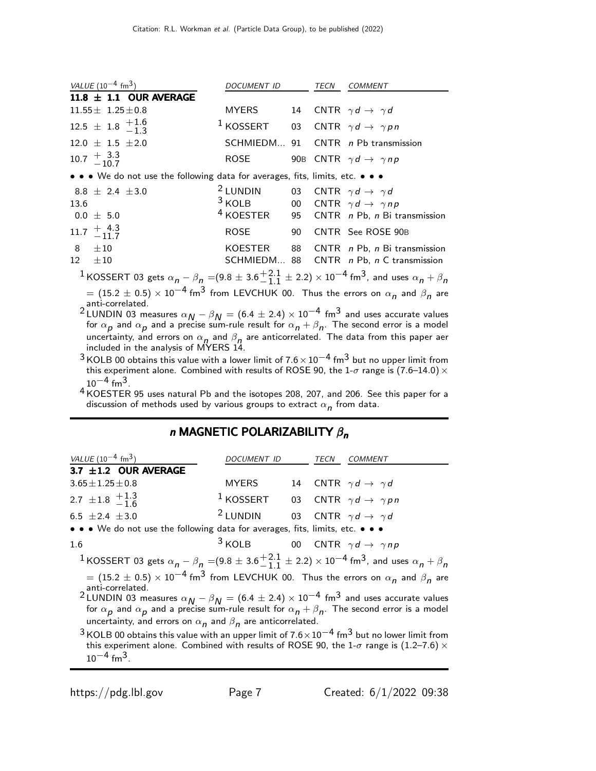| VALUE ($10^{-4}$ fm$^3$) | DOCUMENT ID | | TECN | COMMENT |
|---|---|---|---|---|
| **11.8 ± 1.1 OUR AVERAGE** | | | | |
| 11.55± 1.25±0.8 | MYERS | 14 | CNTR | $\gamma d \rightarrow \gamma d$ |
| 12.5 ± 1.8 $^{+1.6}_{-1.3}$ | [1] KOSSERT | 03 | CNTR | $\gamma d \rightarrow \gamma p n$ |
| 12.0 ± 1.5 ±2.0 | SCHMIEDM... | 91 | CNTR | $n$ Pb transmission |
| 10.7 $^{+\ 3.3}_{-10.7}$ | ROSE | 90B | CNTR | $\gamma d \rightarrow \gamma n p$ |
| • • • We do not use the following data for averages, fits, limits, etc. • • • | | | | |
| 8.8 ± 2.4 ±3.0 | [2] LUNDIN | 03 | CNTR | $\gamma d \rightarrow \gamma d$ |
| 13.6 | [3] KOLB | 00 | CNTR | $\gamma d \rightarrow \gamma n p$ |
| 0.0 ± 5.0 | [4] KOESTER | 95 | CNTR | $n$ Pb, $n$ Bi transmission |
| 11.7 $^{+\ 4.3}_{-11.7}$ | ROSE | 90 | CNTR | See ROSE 90B |
| 8 ±10 | KOESTER | 88 | CNTR | $n$ Pb, $n$ Bi transmission |
| 12 ±10 | SCHMIEDM... | 88 | CNTR | $n$ Pb, $n$ C transmission |

[1] KOSSERT 03 gets $\alpha_n - \beta_n = (9.8 \pm 3.6^{+2.1}_{-1.1} \pm 2.2) \times 10^{-4}$ fm$^3$, and uses $\alpha_n + \beta_n = (15.2 \pm 0.5) \times 10^{-4}$ fm$^3$ from LEVCHUK 00. Thus the errors on $\alpha_n$ and $\beta_n$ are anti-correlated.

[2] LUNDIN 03 measures $\alpha_N - \beta_N = (6.4 \pm 2.4) \times 10^{-4}$ fm$^3$ and uses accurate values for $\alpha_p$ and $\alpha_p$ and a precise sum-rule result for $\alpha_n + \beta_n$. The second error is a model uncertainty, and errors on $\alpha_n$ and $\beta_n$ are anticorrelated. The data from this paper aer included in the analysis of MYERS 14.

[3] KOLB 00 obtains this value with a lower limit of $7.6 \times 10^{-4}$ fm$^3$ but no upper limit from this experiment alone. Combined with results of ROSE 90, the 1-$\sigma$ range is (7.6–14.0) $\times 10^{-4}$ fm$^3$.

[4] KOESTER 95 uses natural Pb and the isotopes 208, 207, and 206. See this paper for a discussion of methods used by various groups to extract $\alpha_n$ from data.

## *n* MAGNETIC POLARIZABILITY $\beta_n$

| VALUE ($10^{-4}$ fm$^3$) | DOCUMENT ID | | TECN | COMMENT |
|---|---|---|---|---|
| **3.7 ±1.2 OUR AVERAGE** | | | | |
| 3.65±1.25±0.8 | MYERS | 14 | CNTR | $\gamma d \rightarrow \gamma d$ |
| 2.7 ±1.8 $^{+1.3}_{-1.6}$ | [1] KOSSERT | 03 | CNTR | $\gamma d \rightarrow \gamma p n$ |
| 6.5 ±2.4 ±3.0 | [2] LUNDIN | 03 | CNTR | $\gamma d \rightarrow \gamma d$ |
| • • • We do not use the following data for averages, fits, limits, etc. • • • | | | | |
| 1.6 | [3] KOLB | 00 | CNTR | $\gamma d \rightarrow \gamma n p$ |

[1] KOSSERT 03 gets $\alpha_n - \beta_n = (9.8 \pm 3.6^{+2.1}_{-1.1} \pm 2.2) \times 10^{-4}$ fm$^3$, and uses $\alpha_n + \beta_n = (15.2 \pm 0.5) \times 10^{-4}$ fm$^3$ from LEVCHUK 00. Thus the errors on $\alpha_n$ and $\beta_n$ are anti-correlated.

[2] LUNDIN 03 measures $\alpha_N - \beta_N = (6.4 \pm 2.4) \times 10^{-4}$ fm$^3$ and uses accurate values for $\alpha_p$ and $\alpha_p$ and a precise sum-rule result for $\alpha_n + \beta_n$. The second error is a model uncertainty, and errors on $\alpha_n$ and $\beta_n$ are anticorrelated.

[3] KOLB 00 obtains this value with an upper limit of $7.6 \times 10^{-4}$ fm$^3$ but no lower limit from this experiment alone. Combined with results of ROSE 90, the 1-$\sigma$ range is (1.2–7.6) $\times 10^{-4}$ fm$^3$.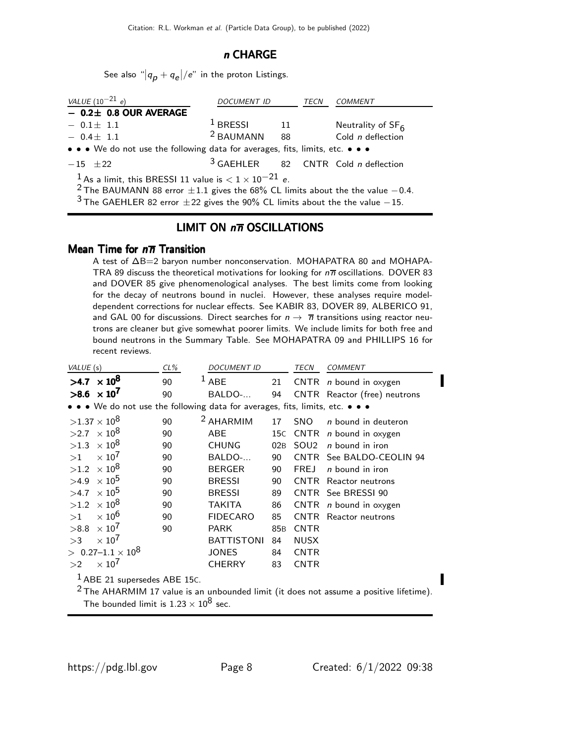## *n* CHARGE

See also "$|q_p + q_e|/e$" in the proton Listings.

| VALUE ($10^{-21}$ $e$) | DOCUMENT ID | | TECN | COMMENT |
|---|---|---|---|---|
| **− 0.2± 0.8 OUR AVERAGE** | | | | |
| − 0.1± 1.1 | [1] BRESSI | 11 | | Neutrality of $SF_6$ |
| − 0.4± 1.1 | [2] BAUMANN | 88 | | Cold *n* deflection |
| • • • We do not use the following data for averages, fits, limits, etc. • • • | | | | |
| −15 ±22 | [3] GAEHLER | 82 | CNTR | Cold *n* deflection |

[1] As a limit, this BRESSI 11 value is $< 1 \times 10^{-21}$ $e$.

[2] The BAUMANN 88 error ±1.1 gives the 68% CL limits about the the value −0.4.

[3] The GAEHLER 82 error ±22 gives the 90% CL limits about the the value −15.

## LIMIT ON $n\overline{n}$ OSCILLATIONS

### Mean Time for $n\overline{n}$ Transition

A test of $\Delta B$=2 baryon number nonconservation. MOHAPATRA 80 and MOHAPATRA 89 discuss the theoretical motivations for looking for $n\overline{n}$ oscillations. DOVER 83 and DOVER 85 give phenomenological analyses. The best limits come from looking for the decay of neutrons bound in nuclei. However, these analyses require model-dependent corrections for nuclear effects. See KABIR 83, DOVER 89, ALBERICO 91, and GAL 00 for discussions. Direct searches for $n \rightarrow \overline{n}$ transitions using reactor neutrons are cleaner but give somewhat poorer limits. We include limits for both free and bound neutrons in the Summary Table. See MOHAPATRA 09 and PHILLIPS 16 for recent reviews.

| VALUE (s) | CL% | DOCUMENT ID | | TECN | COMMENT |
|---|---|---|---|---|---|
| **>4.7 × $10^8$** | 90 | [1] ABE | 21 | CNTR | *n* bound in oxygen |
| **>8.6 × $10^7$** | 90 | BALDO-... | 94 | CNTR | Reactor (free) neutrons |
| • • • We do not use the following data for averages, fits, limits, etc. • • • | | | | | |
| >1.37 × $10^8$ | 90 | [2] AHARMIM | 17 | SNO | *n* bound in deuteron |
| >2.7 × $10^8$ | 90 | ABE | 15C | CNTR | *n* bound in oxygen |
| >1.3 × $10^8$ | 90 | CHUNG | 02B | SOU2 | *n* bound in iron |
| >1 × $10^7$ | 90 | BALDO-... | 90 | CNTR | See BALDO-CEOLIN 94 |
| >1.2 × $10^8$ | 90 | BERGER | 90 | FREJ | *n* bound in iron |
| >4.9 × $10^5$ | 90 | BRESSI | 90 | CNTR | Reactor neutrons |
| >4.7 × $10^5$ | 90 | BRESSI | 89 | CNTR | See BRESSI 90 |
| >1.2 × $10^8$ | 90 | TAKITA | 86 | CNTR | *n* bound in oxygen |
| >1 × $10^6$ | 90 | FIDECARO | 85 | CNTR | Reactor neutrons |
| >8.8 × $10^7$ | 90 | PARK | 85B | CNTR | |
| >3 × $10^7$ | | BATTISTONI | 84 | NUSX | |
| > 0.27–1.1 × $10^8$ | | JONES | 84 | CNTR | |
| >2 × $10^7$ | | CHERRY | 83 | CNTR | |

[1] ABE 21 supersedes ABE 15C.

[2] The AHARMIM 17 value is an unbounded limit (it does not assume a positive lifetime). The bounded limit is $1.23 \times 10^8$ sec.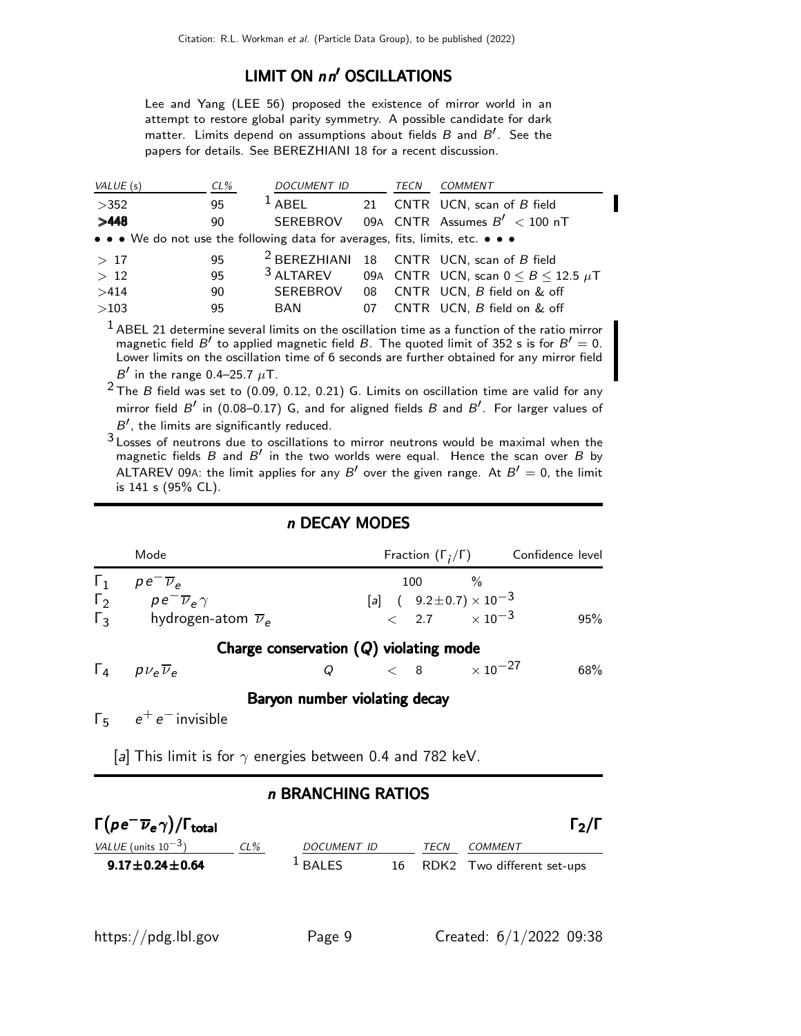## LIMIT ON $nn'$ OSCILLATIONS

Lee and Yang (LEE 56) proposed the existence of mirror world in an attempt to restore global parity symmetry. A possible candidate for dark matter. Limits depend on assumptions about fields $B$ and $B'$. See the papers for details. See BEREZHIANI 18 for a recent discussion.

| VALUE (s) | CL% | DOCUMENT ID | | TECN | COMMENT |
|---|---|---|---|---|---|
| >352 | 95 | [1] ABEL | 21 | CNTR | UCN, scan of $B$ field |
| **>448** | 90 | SEREBROV | 09A | CNTR | Assumes $B' < 100$ nT |
| • • • We do not use the following data for averages, fits, limits, etc. • • • | | | | | |
| > 17 | 95 | [2] BEREZHIANI | 18 | CNTR | UCN, scan of $B$ field |
| > 12 | 95 | [3] ALTAREV | 09A | CNTR | UCN, scan $0 \leq B \leq 12.5$ $\mu$T |
| >414 | 90 | SEREBROV | 08 | CNTR | UCN, $B$ field on & off |
| >103 | 95 | BAN | 07 | CNTR | UCN, $B$ field on & off |

[1] ABEL 21 determine several limits on the oscillation time as a function of the ratio mirror magnetic field $B'$ to applied magnetic field $B$. The quoted limit of 352 s is for $B' = 0$. Lower limits on the oscillation time of 6 seconds are further obtained for any mirror field $B'$ in the range 0.4–25.7 $\mu$T.

[2] The $B$ field was set to (0.09, 0.12, 0.21) G. Limits on oscillation time are valid for any mirror field $B'$ in (0.08–0.17) G, and for aligned fields $B$ and $B'$. For larger values of $B'$, the limits are significantly reduced.

[3] Losses of neutrons due to oscillations to mirror neutrons would be maximal when the magnetic fields $B$ and $B'$ in the two worlds were equal. Hence the scan over $B$ by ALTAREV 09A: the limit applies for any $B'$ over the given range. At $B' = 0$, the limit is 141 s (95% CL).

## $n$ DECAY MODES

| | Mode | Fraction ($\Gamma_i/\Gamma$) | Confidence level |
|---|---|---|---|
| $\Gamma_1$ | $p e^- \overline{\nu}_e$ | 100 % | |
| $\Gamma_2$ | $p e^- \overline{\nu}_e \gamma$ | [a] $(9.2 \pm 0.7) \times 10^{-3}$ | |
| $\Gamma_3$ | hydrogen-atom $\overline{\nu}_e$ | $< 2.7 \times 10^{-3}$ | 95% |
| | **Charge conservation ($Q$) violating mode** | | |
| $\Gamma_4$ | $p \nu_e \overline{\nu}_e$ &nbsp; $Q$ | $< 8 \times 10^{-27}$ | 68% |
| | **Baryon number violating decay** | | |
| $\Gamma_5$ | $e^+ e^-$ invisible | | |

[a] This limit is for $\gamma$ energies between 0.4 and 782 keV.

## $n$ BRANCHING RATIOS

### $\Gamma(p e^- \overline{\nu}_e \gamma)/\Gamma_{\text{total}}$ &nbsp;&nbsp; $\Gamma_2/\Gamma$

| VALUE (units $10^{-3}$) | CL% | DOCUMENT ID | | TECN | COMMENT |
|---|---|---|---|---|---|
| **9.17±0.24±0.64** | | [1] BALES | 16 | RDK2 | Two different set-ups |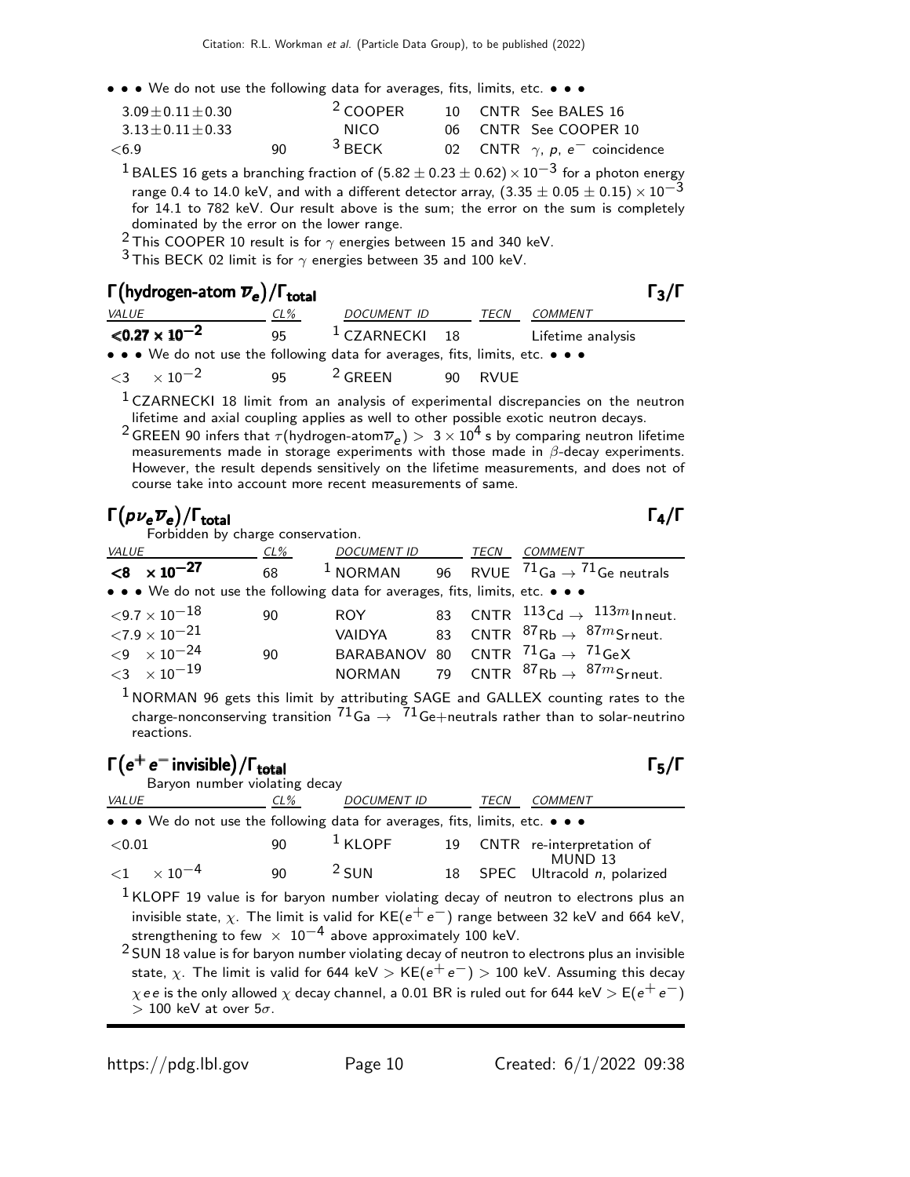• • • We do not use the following data for averages, fits, limits, etc. • • •

| VALUE | CL% | DOCUMENT ID | | TECN | COMMENT |
|---|---|---|---|---|---|
| $3.09 \pm 0.11 \pm 0.30$ | | [2] COOPER | 10 | CNTR | See BALES 16 |
| $3.13 \pm 0.11 \pm 0.33$ | | NICO | 06 | CNTR | See COOPER 10 |
| $<6.9$ | 90 | [3] BECK | 02 | CNTR | $\gamma$, $p$, $e^-$ coincidence |

[1] BALES 16 gets a branching fraction of $(5.82 \pm 0.23 \pm 0.62) \times 10^{-3}$ for a photon energy range 0.4 to 14.0 keV, and with a different detector array, $(3.35 \pm 0.05 \pm 0.15) \times 10^{-3}$ for 14.1 to 782 keV. Our result above is the sum; the error on the sum is completely dominated by the error on the lower range.

[2] This COOPER 10 result is for $\gamma$ energies between 15 and 340 keV.

[3] This BECK 02 limit is for $\gamma$ energies between 35 and 100 keV.

## $\Gamma(\text{hydrogen-atom } \overline{\nu}_e)/\Gamma_{\text{total}}$ $\qquad \Gamma_3/\Gamma$

| VALUE | CL% | DOCUMENT ID | | TECN | COMMENT |
|---|---|---|---|---|---|
| $<0.27 \times 10^{-2}$ | 95 | [1] CZARNECKI | 18 | | Lifetime analysis |
| • • • We do not use the following data for averages, fits, limits, etc. • • • | | | | | |
| $<3 \times 10^{-2}$ | 95 | [2] GREEN | 90 | RVUE | |

[1] CZARNECKI 18 limit from an analysis of experimental discrepancies on the neutron lifetime and axial coupling applies as well to other possible exotic neutron decays.

[2] GREEN 90 infers that $\tau(\text{hydrogen-atom}\overline{\nu}_e) > 3 \times 10^4$ s by comparing neutron lifetime measurements made in storage experiments with those made in $\beta$-decay experiments. However, the result depends sensitively on the lifetime measurements, and does not of course take into account more recent measurements of same.

## $\Gamma(p \nu_e \overline{\nu}_e)/\Gamma_{\text{total}}$ $\qquad \Gamma_4/\Gamma$

Forbidden by charge conservation.

| VALUE | CL% | DOCUMENT ID | | TECN | COMMENT |
|---|---|---|---|---|---|
| $<8 \times 10^{-27}$ | 68 | [1] NORMAN | 96 | RVUE | $^{71}\text{Ga} \to {}^{71}\text{Ge}$ neutrals |
| • • • We do not use the following data for averages, fits, limits, etc. • • • | | | | | |
| $<9.7 \times 10^{-18}$ | 90 | ROY | 83 | CNTR | $^{113}\text{Cd} \to {}^{113m}\text{In}$ neut. |
| $<7.9 \times 10^{-21}$ | | VAIDYA | 83 | CNTR | $^{87}\text{Rb} \to {}^{87m}\text{Sr}$ neut. |
| $<9 \times 10^{-24}$ | 90 | BARABANOV | 80 | CNTR | $^{71}\text{Ga} \to {}^{71}\text{Ge}X$ |
| $<3 \times 10^{-19}$ | | NORMAN | 79 | CNTR | $^{87}\text{Rb} \to {}^{87m}\text{Sr}$ neut. |

[1] NORMAN 96 gets this limit by attributing SAGE and GALLEX counting rates to the charge-nonconserving transition $^{71}\text{Ga} \to {}^{71}\text{Ge}$+neutrals rather than to solar-neutrino reactions.

## $\Gamma(e^+ e^- \text{invisible})/\Gamma_{\text{total}}$ $\qquad \Gamma_5/\Gamma$

Baryon number violating decay

| VALUE | CL% | DOCUMENT ID | | TECN | COMMENT |
|---|---|---|---|---|---|
| • • • We do not use the following data for averages, fits, limits, etc. • • • | | | | | |
| $<0.01$ | 90 | [1] KLOPF | 19 | CNTR | re-interpretation of MUND 13 |
| $<1 \times 10^{-4}$ | 90 | [2] SUN | 18 | SPEC | Ultracold $n$, polarized |

[1] KLOPF 19 value is for baryon number violating decay of neutron to electrons plus an invisible state, $\chi$. The limit is valid for $\text{KE}(e^+ e^-)$ range between 32 keV and 664 keV, strengthening to few $\times\ 10^{-4}$ above approximately 100 keV.

[2] SUN 18 value is for baryon number violating decay of neutron to electrons plus an invisible state, $\chi$. The limit is valid for 644 keV $> \text{KE}(e^+ e^-) >$ 100 keV. Assuming this decay $\chi e e$ is the only allowed $\chi$ decay channel, a 0.01 BR is ruled out for 644 keV $> \text{E}(e^+ e^-)$ $>$ 100 keV at over $5\sigma$.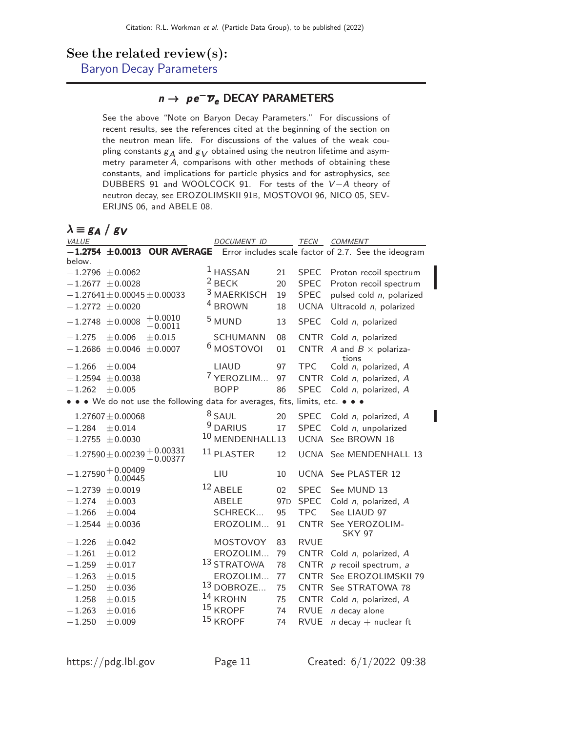## See the related review(s):

Baryon Decay Parameters

## $n \rightarrow p e^- \overline{\nu}_e$ DECAY PARAMETERS

See the above "Note on Baryon Decay Parameters." For discussions of recent results, see the references cited at the beginning of the section on the neutron mean life. For discussions of the values of the weak coupling constants $g_A$ and $g_V$ obtained using the neutron lifetime and asymmetry parameter $A$, comparisons with other methods of obtaining these constants, and implications for particle physics and for astrophysics, see DUBBERS 91 and WOOLCOCK 91. For tests of the $V-A$ theory of neutron decay, see EROZOLIMSKII 91B, MOSTOVOI 96, NICO 05, SEVERIJNS 06, and ABELE 08.

### $\lambda \equiv g_A \,/\, g_V$

| VALUE | DOCUMENT ID | | TECN | COMMENT |
|---|---|---|---|---|
| **−1.2754 ±0.0013 OUR AVERAGE** | Error includes scale factor of 2.7. See the ideogram below. | | | |
| −1.2796 ±0.0062 | [1] HASSAN | 21 | SPEC | Proton recoil spectrum |
| −1.2677 ±0.0028 | [2] BECK | 20 | SPEC | Proton recoil spectrum |
| −1.27641±0.00045±0.00033 | [3] MAERKISCH | 19 | SPEC | pulsed cold $n$, polarized |
| −1.2772 ±0.0020 | [4] BROWN | 18 | UCNA | Ultracold $n$, polarized |
| $-1.2748 \pm 0.0008 {}^{+0.0010}_{-0.0011}$ | [5] MUND | 13 | SPEC | Cold $n$, polarized |
| −1.275 ±0.006 ±0.015 | SCHUMANN | 08 | CNTR | Cold $n$, polarized |
| −1.2686 ±0.0046 ±0.0007 | [6] MOSTOVOI | 01 | CNTR | $A$ and $B \times$ polarizations |
| −1.266 ±0.004 | LIAUD | 97 | TPC | Cold $n$, polarized, $A$ |
| −1.2594 ±0.0038 | [7] YEROZLIM... | 97 | CNTR | Cold $n$, polarized, $A$ |
| −1.262 ±0.005 | BOPP | 86 | SPEC | Cold $n$, polarized, $A$ |
| • • • We do not use the following data for averages, fits, limits, etc. • • • | | | | |
| −1.27607±0.00068 | [8] SAUL | 20 | SPEC | Cold $n$, polarized, $A$ |
| −1.284 ±0.014 | [9] DARIUS | 17 | SPEC | Cold $n$, unpolarized |
| −1.2755 ±0.0030 | [10] MENDENHALL | 13 | UCNA | See BROWN 18 |
| $-1.27590 \pm 0.00239 {}^{+0.00331}_{-0.00377}$ | [11] PLASTER | 12 | UCNA | See MENDENHALL 13 |
| $-1.27590 {}^{+0.00409}_{-0.00445}$ | LIU | 10 | UCNA | See PLASTER 12 |
| −1.2739 ±0.0019 | [12] ABELE | 02 | SPEC | See MUND 13 |
| −1.274 ±0.003 | ABELE | 97D | SPEC | Cold $n$, polarized, $A$ |
| −1.266 ±0.004 | SCHRECK... | 95 | TPC | See LIAUD 97 |
| −1.2544 ±0.0036 | EROZOLIM... | 91 | CNTR | See YEROZOLIMSKY 97 |
| −1.226 ±0.042 | MOSTOVOY | 83 | RVUE | |
| −1.261 ±0.012 | EROZOLIM... | 79 | CNTR | Cold $n$, polarized, $A$ |
| −1.259 ±0.017 | [13] STRATOWA | 78 | CNTR | $p$ recoil spectrum, $a$ |
| −1.263 ±0.015 | EROZOLIM... | 77 | CNTR | See EROZOLIMSKII 79 |
| −1.250 ±0.036 | [13] DOBROZE... | 75 | CNTR | See STRATOWA 78 |
| −1.258 ±0.015 | [14] KROHN | 75 | CNTR | Cold $n$, polarized, $A$ |
| −1.263 ±0.016 | [15] KROPF | 74 | RVUE | $n$ decay alone |
| −1.250 ±0.009 | [15] KROPF | 74 | RVUE | $n$ decay + nuclear ft |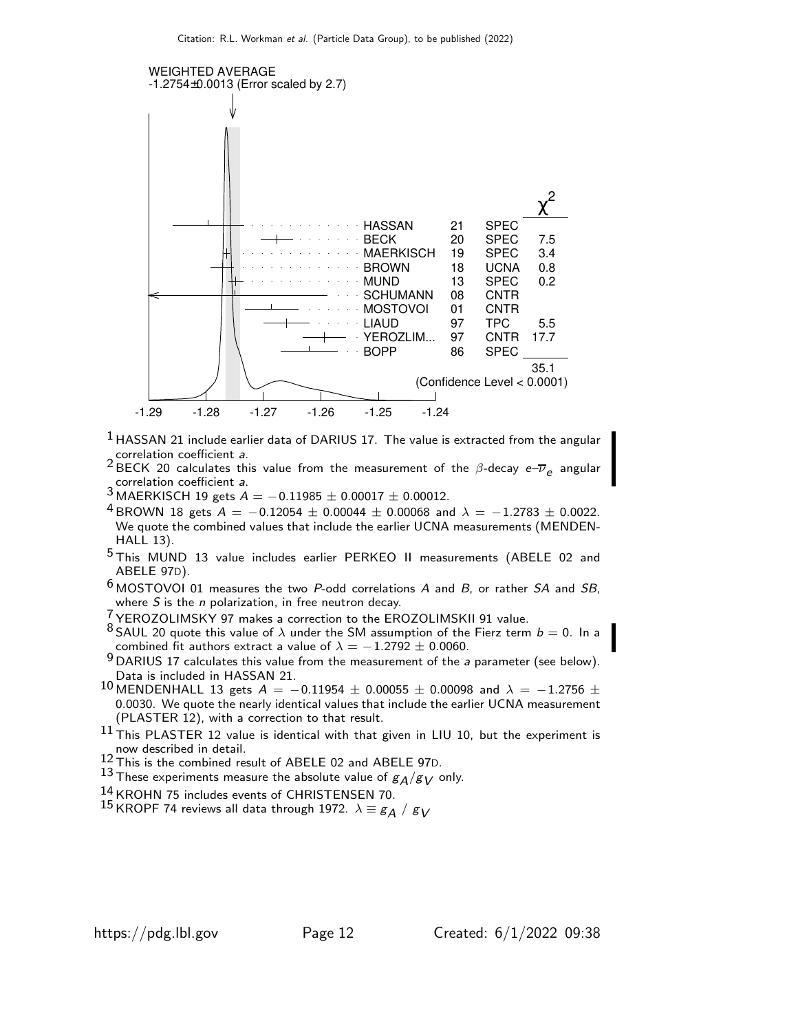WEIGHTED AVERAGE
-1.2754±0.0013 (Error scaled by 2.7)

| | | | $\chi^2$ |
|---|---|---|---|
| HASSAN | 21 | SPEC | |
| BECK | 20 | SPEC | 7.5 |
| MAERKISCH | 19 | SPEC | 3.4 |
| BROWN | 18 | UCNA | 0.8 |
| MUND | 13 | SPEC | 0.2 |
| SCHUMANN | 08 | CNTR | |
| MOSTOVOI | 01 | CNTR | |
| LIAUD | 97 | TPC | 5.5 |
| YEROZLIM... | 97 | CNTR | 17.7 |
| BOPP | 86 | SPEC | |
| | | | 35.1 |

(Confidence Level < 0.0001)

-1.29 -1.28 -1.27 -1.26 -1.25 -1.24

[1] HASSAN 21 include earlier data of DARIUS 17. The value is extracted from the angular correlation coefficient $a$.

[2] BECK 20 calculates this value from the measurement of the $\beta$-decay $e$–$\overline{\nu}_e$ angular correlation coefficient $a$.

[3] MAERKISCH 19 gets $A = -0.11985 \pm 0.00017 \pm 0.00012$.

[4] BROWN 18 gets $A = -0.12054 \pm 0.00044 \pm 0.00068$ and $\lambda = -1.2783 \pm 0.0022$. We quote the combined values that include the earlier UCNA measurements (MENDENHALL 13).

[5] This MUND 13 value includes earlier PERKEO II measurements (ABELE 02 and ABELE 97D).

[6] MOSTOVOI 01 measures the two $P$-odd correlations $A$ and $B$, or rather $SA$ and $SB$, where $S$ is the $n$ polarization, in free neutron decay.

[7] YEROZOLIMSKY 97 makes a correction to the EROZOLIMSKII 91 value.

[8] SAUL 20 quote this value of $\lambda$ under the SM assumption of the Fierz term $b = 0$. In a combined fit authors extract a value of $\lambda = -1.2792 \pm 0.0060$.

[9] DARIUS 17 calculates this value from the measurement of the $a$ parameter (see below). Data is included in HASSAN 21.

[10] MENDENHALL 13 gets $A = -0.11954 \pm 0.00055 \pm 0.00098$ and $\lambda = -1.2756 \pm 0.0030$. We quote the nearly identical values that include the earlier UCNA measurement (PLASTER 12), with a correction to that result.

[11] This PLASTER 12 value is identical with that given in LIU 10, but the experiment is now described in detail.

[12] This is the combined result of ABELE 02 and ABELE 97D.

[13] These experiments measure the absolute value of $g_A/g_V$ only.

[14] KROHN 75 includes events of CHRISTENSEN 70.

[15] KROPF 74 reviews all data through 1972. $\lambda \equiv g_A \,/\, g_V$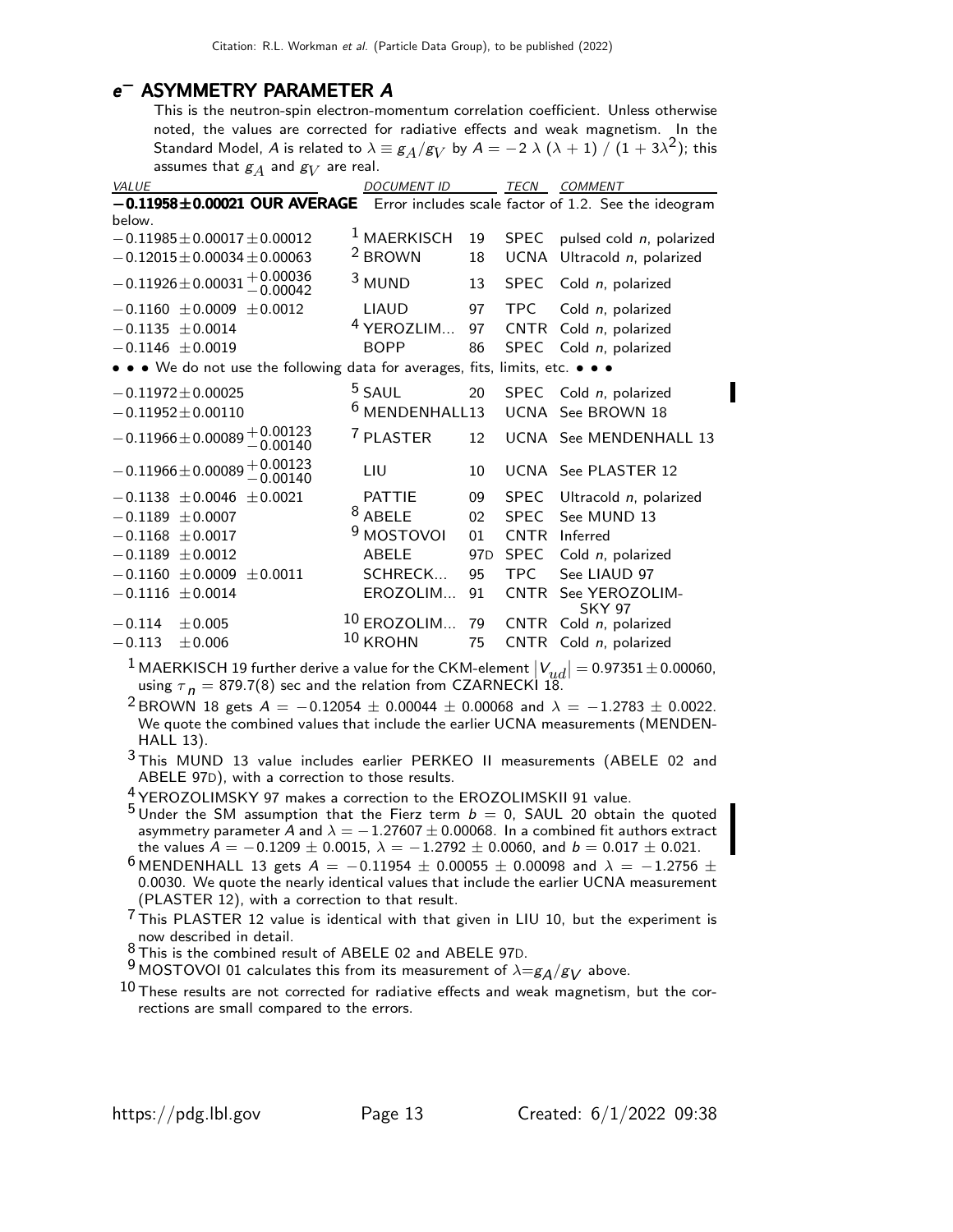## $e^-$ ASYMMETRY PARAMETER $A$

This is the neutron-spin electron-momentum correlation coefficient. Unless otherwise noted, the values are corrected for radiative effects and weak magnetism. In the Standard Model, $A$ is related to $\lambda \equiv g_A/g_V$ by $A = -2\ \lambda\ (\lambda + 1)\ /\ (1 + 3\lambda^2)$; this assumes that $g_A$ and $g_V$ are real.

| VALUE | DOCUMENT ID | | TECN | COMMENT |
|---|---|---|---|---|
| **$-$0.11958$\pm$0.00021 OUR AVERAGE** | Error includes scale factor of 1.2. See the ideogram below. | | | |
| $-0.11985\pm0.00017\pm0.00012$ | [1] MAERKISCH | 19 | SPEC | pulsed cold $n$, polarized |
| $-0.12015\pm0.00034\pm0.00063$ | [2] BROWN | 18 | UCNA | Ultracold $n$, polarized |
| $-0.11926\pm0.00031{}^{+0.00036}_{-0.00042}$ | [3] MUND | 13 | SPEC | Cold $n$, polarized |
| $-0.1160\ \pm0.0009\ \pm0.0012$ | LIAUD | 97 | TPC | Cold $n$, polarized |
| $-0.1135\ \pm0.0014$ | [4] YEROZLIM... | 97 | CNTR | Cold $n$, polarized |
| $-0.1146\ \pm0.0019$ | BOPP | 86 | SPEC | Cold $n$, polarized |
| • • • We do not use the following data for averages, fits, limits, etc. • • • | | | | |
| $-0.11972\pm0.00025$ | [5] SAUL | 20 | SPEC | Cold $n$, polarized |
| $-0.11952\pm0.00110$ | [6] MENDENHALL | 13 | UCNA | See BROWN 18 |
| $-0.11966\pm0.00089{}^{+0.00123}_{-0.00140}$ | [7] PLASTER | 12 | UCNA | See MENDENHALL 13 |
| $-0.11966\pm0.00089{}^{+0.00123}_{-0.00140}$ | LIU | 10 | UCNA | See PLASTER 12 |
| $-0.1138\ \pm0.0046\ \pm0.0021$ | PATTIE | 09 | SPEC | Ultracold $n$, polarized |
| $-0.1189\ \pm0.0007$ | [8] ABELE | 02 | SPEC | See MUND 13 |
| $-0.1168\ \pm0.0017$ | [9] MOSTOVOI | 01 | CNTR | Inferred |
| $-0.1189\ \pm0.0012$ | ABELE | 97D | SPEC | Cold $n$, polarized |
| $-0.1160\ \pm0.0009\ \pm0.0011$ | SCHRECK... | 95 | TPC | See LIAUD 97 |
| $-0.1116\ \pm0.0014$ | EROZOLIM... | 91 | CNTR | See YEROZOLIMSKY 97 |
| $-0.114\ \ \ \pm0.005$ | [10] EROZOLIM... | 79 | CNTR | Cold $n$, polarized |
| $-0.113\ \ \ \pm0.006$ | [10] KROHN | 75 | CNTR | Cold $n$, polarized |

[1] MAERKISCH 19 further derive a value for the CKM-element $|V_{ud}| = 0.97351\pm0.00060$, using $\tau_n = 879.7(8)$ sec and the relation from CZARNECKI 18.

[2] BROWN 18 gets $A = -0.12054 \pm 0.00044 \pm 0.00068$ and $\lambda = -1.2783 \pm 0.0022$. We quote the combined values that include the earlier UCNA measurements (MENDENHALL 13).

[3] This MUND 13 value includes earlier PERKEO II measurements (ABELE 02 and ABELE 97D), with a correction to those results.

[4] YEROZOLIMSKY 97 makes a correction to the EROZOLIMSKII 91 value.

[5] Under the SM assumption that the Fierz term $b = 0$, SAUL 20 obtain the quoted asymmetry parameter $A$ and $\lambda = -1.27607\pm0.00068$. In a combined fit authors extract the values $A = -0.1209 \pm 0.0015$, $\lambda = -1.2792 \pm 0.0060$, and $b = 0.017 \pm 0.021$.

[6] MENDENHALL 13 gets $A = -0.11954 \pm 0.00055 \pm 0.00098$ and $\lambda = -1.2756 \pm 0.0030$. We quote the nearly identical values that include the earlier UCNA measurement (PLASTER 12), with a correction to that result.

[7] This PLASTER 12 value is identical with that given in LIU 10, but the experiment is now described in detail.

[8] This is the combined result of ABELE 02 and ABELE 97D.

[9] MOSTOVOI 01 calculates this from its measurement of $\lambda = g_A/g_V$ above.

[10] These results are not corrected for radiative effects and weak magnetism, but the corrections are small compared to the errors.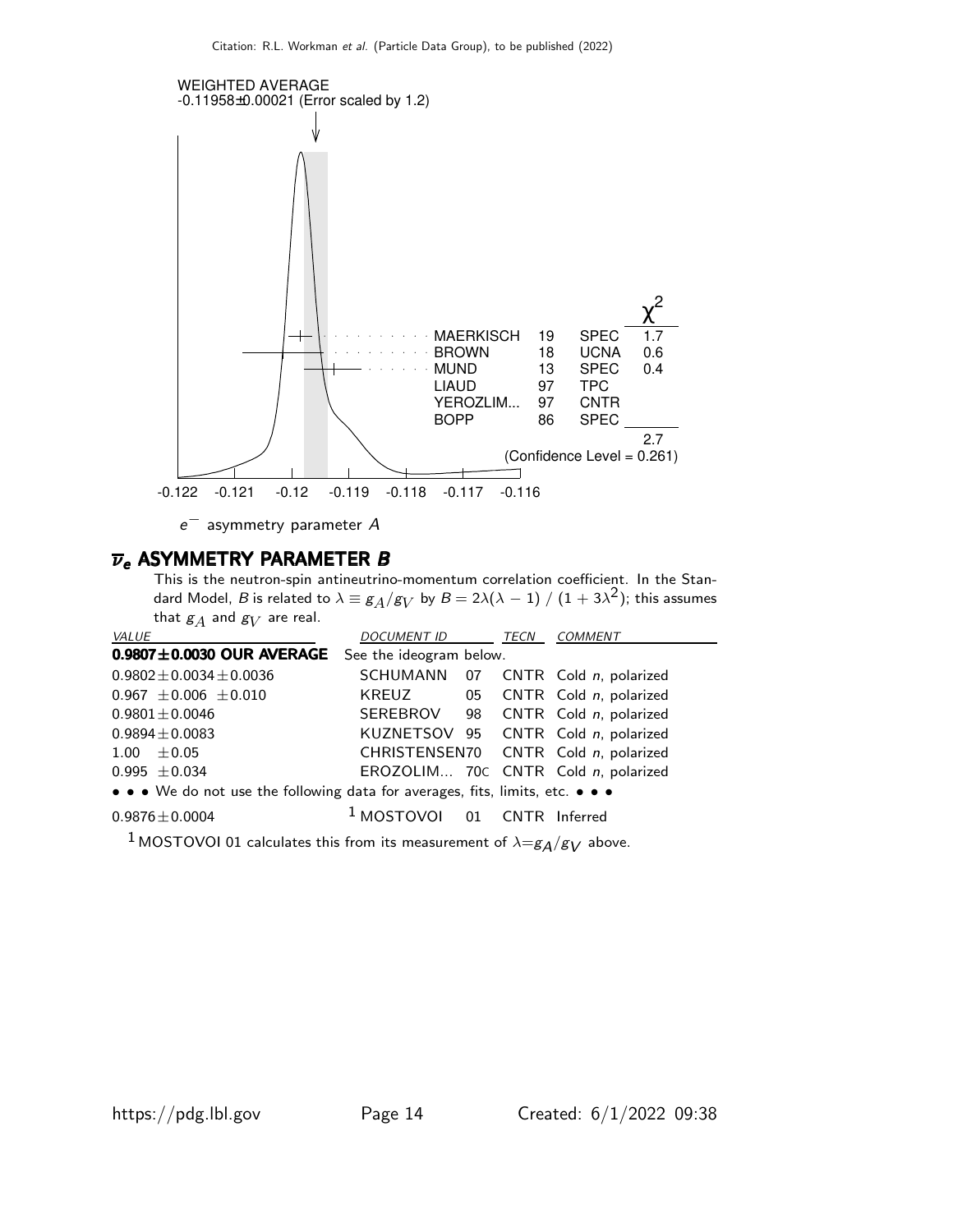WEIGHTED AVERAGE
-0.11958±0.00021 (Error scaled by 1.2)

| | | | | $\chi^2$ |
|---|---|---|---|---|
| MAERKISCH | 19 | SPEC | | 1.7 |
| BROWN | 18 | UCNA | | 0.6 |
| MUND | 13 | SPEC | | 0.4 |
| LIAUD | 97 | TPC | | |
| YEROZLIM... | 97 | CNTR | | |
| BOPP | 86 | SPEC | | |
| | | | | 2.7 |

(Confidence Level = 0.261)

-0.122 -0.121 -0.12 -0.119 -0.118 -0.117 -0.116

$e^-$ asymmetry parameter $A$

## $\overline{\nu}_e$ ASYMMETRY PARAMETER $B$

This is the neutron-spin antineutrino-momentum correlation coefficient. In the Standard Model, $B$ is related to $\lambda \equiv g_A/g_V$ by $B = 2\lambda(\lambda - 1) \, / \, (1 + 3\lambda^2)$; this assumes that $g_A$ and $g_V$ are real.

| VALUE | DOCUMENT ID | | TECN | COMMENT |
|---|---|---|---|---|
| **0.9807±0.0030 OUR AVERAGE** | See the ideogram below. | | | |
| 0.9802±0.0034±0.0036 | SCHUMANN | 07 | CNTR | Cold *n*, polarized |
| 0.967 ±0.006 ±0.010 | KREUZ | 05 | CNTR | Cold *n*, polarized |
| 0.9801±0.0046 | SEREBROV | 98 | CNTR | Cold *n*, polarized |
| 0.9894±0.0083 | KUZNETSOV | 95 | CNTR | Cold *n*, polarized |
| 1.00 ±0.05 | CHRISTENSEN | 70 | CNTR | Cold *n*, polarized |
| 0.995 ±0.034 | EROZOLIM... | 70C | CNTR | Cold *n*, polarized |
| • • • We do not use the following data for averages, fits, limits, etc. • • • | | | | |
| 0.9876±0.0004 | [1] MOSTOVOI | 01 | CNTR | Inferred |

[1] MOSTOVOI 01 calculates this from its measurement of $\lambda = g_A/g_V$ above.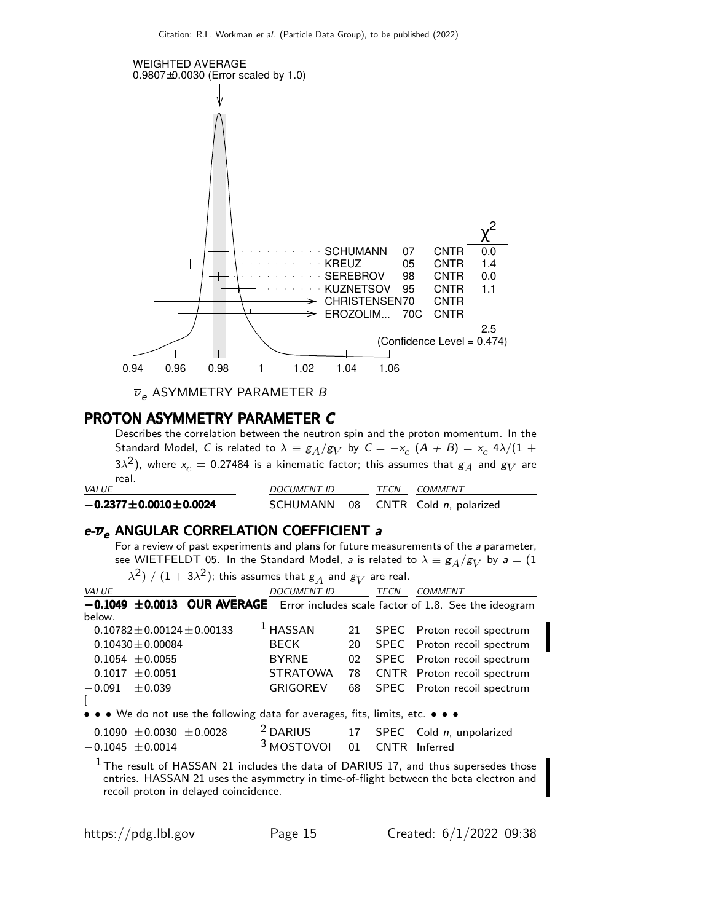WEIGHTED AVERAGE
0.9807±0.0030 (Error scaled by 1.0)

| | | | $\chi^2$ |
|---|---|---|---|
| SCHUMANN | 07 | CNTR | 0.0 |
| KREUZ | 05 | CNTR | 1.4 |
| SEREBROV | 98 | CNTR | 0.0 |
| KUZNETSOV | 95 | CNTR | 1.1 |
| CHRISTENSEN | 70 | CNTR | |
| EROZOLIM... | 70C | CNTR | |
| | | | 2.5 |

(Confidence Level = 0.474)

0.94 0.96 0.98 1 1.02 1.04 1.06

$\overline{\nu}_e$ ASYMMETRY PARAMETER $B$

## PROTON ASYMMETRY PARAMETER *C*

Describes the correlation between the neutron spin and the proton momentum. In the Standard Model, $C$ is related to $\lambda \equiv g_A/g_V$ by $C = -x_c\ (A + B) = x_c\ 4\lambda/(1 + 3\lambda^2)$, where $x_c = 0.27484$ is a kinematic factor; this assumes that $g_A$ and $g_V$ are real.

| VALUE | DOCUMENT ID | | TECN | COMMENT |
|---|---|---|---|---|
| **−0.2377±0.0010±0.0024** | SCHUMANN | 08 | CNTR | Cold $n$, polarized |

## $e$-$\overline{\nu}_e$ ANGULAR CORRELATION COEFFICIENT *a*

For a review of past experiments and plans for future measurements of the $a$ parameter, see WIETFELDT 05. In the Standard Model, $a$ is related to $\lambda \equiv g_A/g_V$ by $a = (1 - \lambda^2)\ /\ (1 + 3\lambda^2)$; this assumes that $g_A$ and $g_V$ are real.

| VALUE | DOCUMENT ID | | TECN | COMMENT |
|---|---|---|---|---|
| **−0.1049 ±0.0013 OUR AVERAGE** | Error includes scale factor of 1.8. See the ideogram below. | | | |
| −0.10782±0.00124±0.00133 | [1] HASSAN | 21 | SPEC | Proton recoil spectrum |
| −0.10430±0.00084 | BECK | 20 | SPEC | Proton recoil spectrum |
| −0.1054 ±0.0055 | BYRNE | 02 | SPEC | Proton recoil spectrum |
| −0.1017 ±0.0051 | STRATOWA | 78 | CNTR | Proton recoil spectrum |
| −0.091 ±0.039 | GRIGOREV | 68 | SPEC | Proton recoil spectrum |

[

• • • We do not use the following data for averages, fits, limits, etc. • • •

| | | | | |
|---|---|---|---|---|
| −0.1090 ±0.0030 ±0.0028 | [2] DARIUS | 17 | SPEC | Cold $n$, unpolarized |
| −0.1045 ±0.0014 | [3] MOSTOVOI | 01 | CNTR | Inferred |

[1] The result of HASSAN 21 includes the data of DARIUS 17, and thus supersedes those entries. HASSAN 21 uses the asymmetry in time-of-flight between the beta electron and recoil proton in delayed coincidence.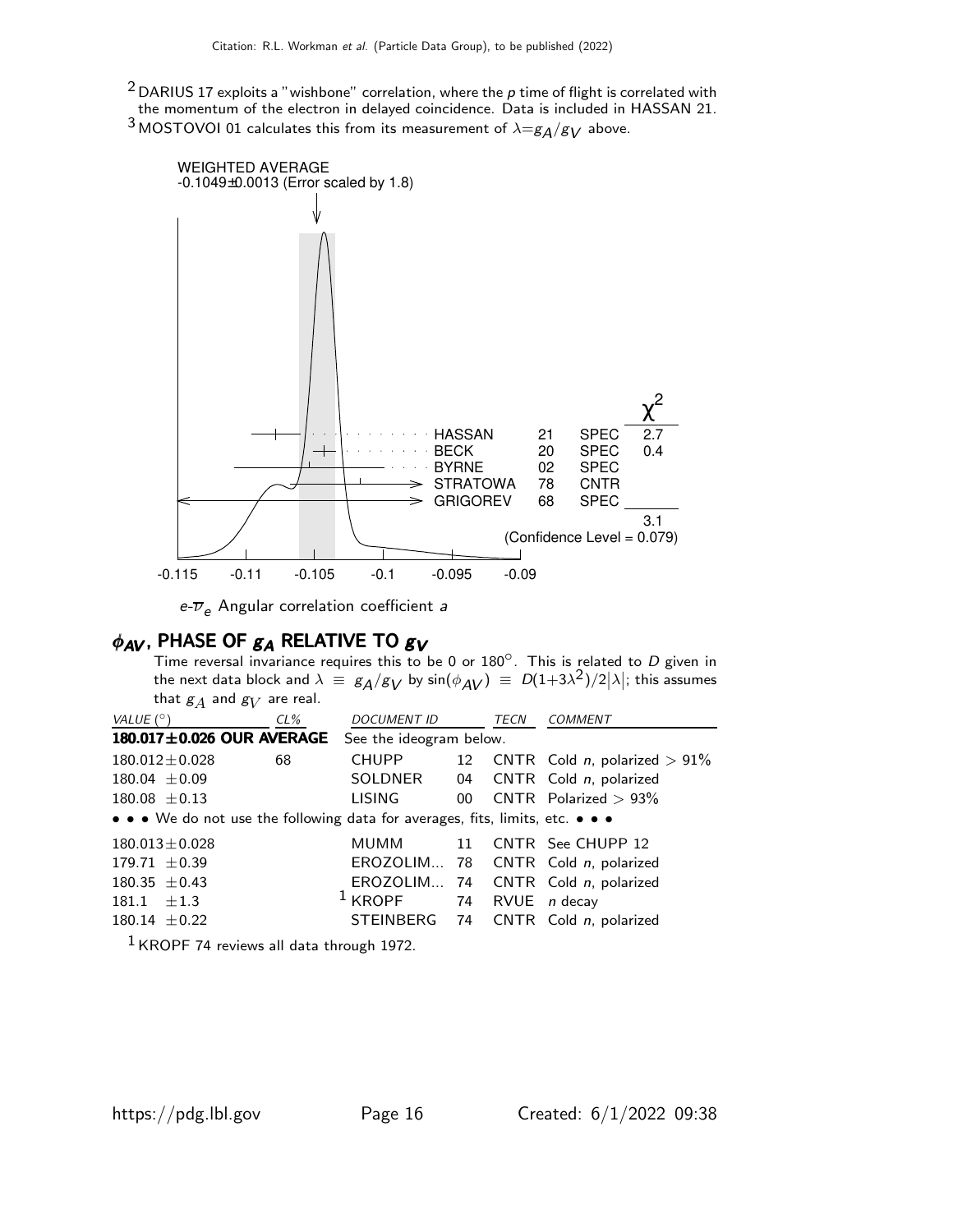[2] DARIUS 17 exploits a "wishbone" correlation, where the $p$ time of flight is correlated with the momentum of the electron in delayed coincidence. Data is included in HASSAN 21.

[3] MOSTOVOI 01 calculates this from its measurement of $\lambda = g_A/g_V$ above.

WEIGHTED AVERAGE
-0.1049±0.0013 (Error scaled by 1.8)

| | | | $\chi^2$ |
|---|---|---|---|
| HASSAN | 21 | SPEC | 2.7 |
| BECK | 20 | SPEC | 0.4 |
| BYRNE | 02 | SPEC | |
| STRATOWA | 78 | CNTR | |
| GRIGOREV | 68 | SPEC | |
| | | | 3.1 |

(Confidence Level = 0.079)

$e$-$\overline{\nu}_e$ Angular correlation coefficient $a$

## $\phi_{AV}$, PHASE OF $g_A$ RELATIVE TO $g_V$

Time reversal invariance requires this to be 0 or 180°. This is related to $D$ given in the next data block and $\lambda \equiv g_A/g_V$ by $\sin(\phi_{AV}) \equiv D(1+3\lambda^2)/2|\lambda|$; this assumes that $g_A$ and $g_V$ are real.

| VALUE (°) | CL% | DOCUMENT ID | | TECN | COMMENT |
|---|---|---|---|---|---|
| **180.017±0.026 OUR AVERAGE** | | See the ideogram below. | | | |
| 180.012±0.028 | 68 | CHUPP | 12 | CNTR | Cold $n$, polarized > 91% |
| 180.04 ±0.09 | | SOLDNER | 04 | CNTR | Cold $n$, polarized |
| 180.08 ±0.13 | | LISING | 00 | CNTR | Polarized > 93% |
| • • • We do not use the following data for averages, fits, limits, etc. • • • | | | | | |
| 180.013±0.028 | | MUMM | 11 | CNTR | See CHUPP 12 |
| 179.71 ±0.39 | | EROZOLIM... | 78 | CNTR | Cold $n$, polarized |
| 180.35 ±0.43 | | EROZOLIM... | 74 | CNTR | Cold $n$, polarized |
| 181.1 ±1.3 | | [1] KROPF | 74 | RVUE | $n$ decay |
| 180.14 ±0.22 | | STEINBERG | 74 | CNTR | Cold $n$, polarized |

[1] KROPF 74 reviews all data through 1972.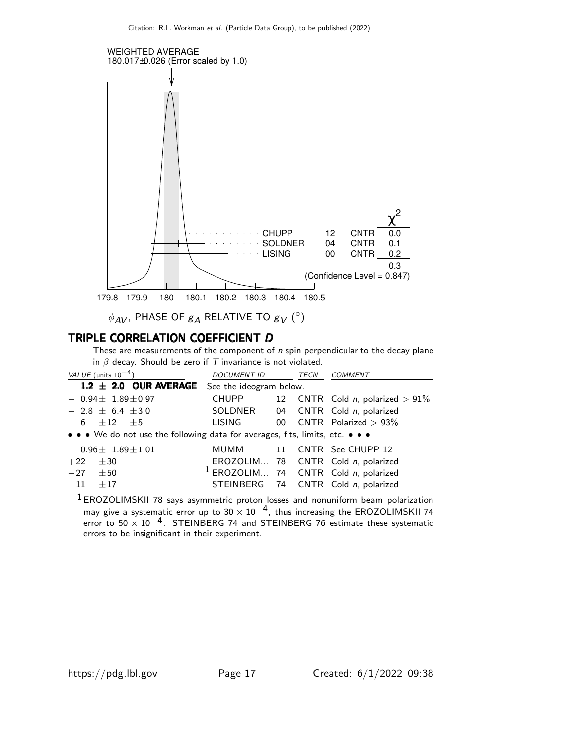WEIGHTED AVERAGE
180.017±0.026 (Error scaled by 1.0)

| | | | $\chi^2$ |
|---|---|---|---|
| CHUPP | 12 | CNTR | 0.0 |
| SOLDNER | 04 | CNTR | 0.1 |
| LISING | 00 | CNTR | 0.2 |
| | | | 0.3 |

(Confidence Level = 0.847)

179.8 179.9 180 180.1 180.2 180.3 180.4 180.5

$\phi_{AV}$, PHASE OF $g_A$ RELATIVE TO $g_V$ ($^\circ$)

## TRIPLE CORRELATION COEFFICIENT *D*

These are measurements of the component of $n$ spin perpendicular to the decay plane in $\beta$ decay. Should be zero if $T$ invariance is not violated.

| VALUE (units $10^{-4}$) | DOCUMENT ID | | TECN | COMMENT |
|---|---|---|---|---|
| **− 1.2 ± 2.0 OUR AVERAGE** | See the ideogram below. | | | |
| − 0.94± 1.89±0.97 | CHUPP | 12 | CNTR | Cold $n$, polarized > 91% |
| − 2.8 ± 6.4 ±3.0 | SOLDNER | 04 | CNTR | Cold $n$, polarized |
| − 6 ±12 ±5 | LISING | 00 | CNTR | Polarized > 93% |
| • • • We do not use the following data for averages, fits, limits, etc. • • • | | | | |
| − 0.96± 1.89±1.01 | MUMM | 11 | CNTR | See CHUPP 12 |
| +22 ±30 | EROZOLIM... | 78 | CNTR | Cold $n$, polarized |
| −27 ±50 | [1] EROZOLIM... | 74 | CNTR | Cold $n$, polarized |
| −11 ±17 | STEINBERG | 74 | CNTR | Cold $n$, polarized |

[1] EROZOLIMSKII 78 says asymmetric proton losses and nonuniform beam polarization may give a systematic error up to $30 \times 10^{-4}$, thus increasing the EROZOLIMSKII 74 error to $50 \times 10^{-4}$. STEINBERG 74 and STEINBERG 76 estimate these systematic errors to be insignificant in their experiment.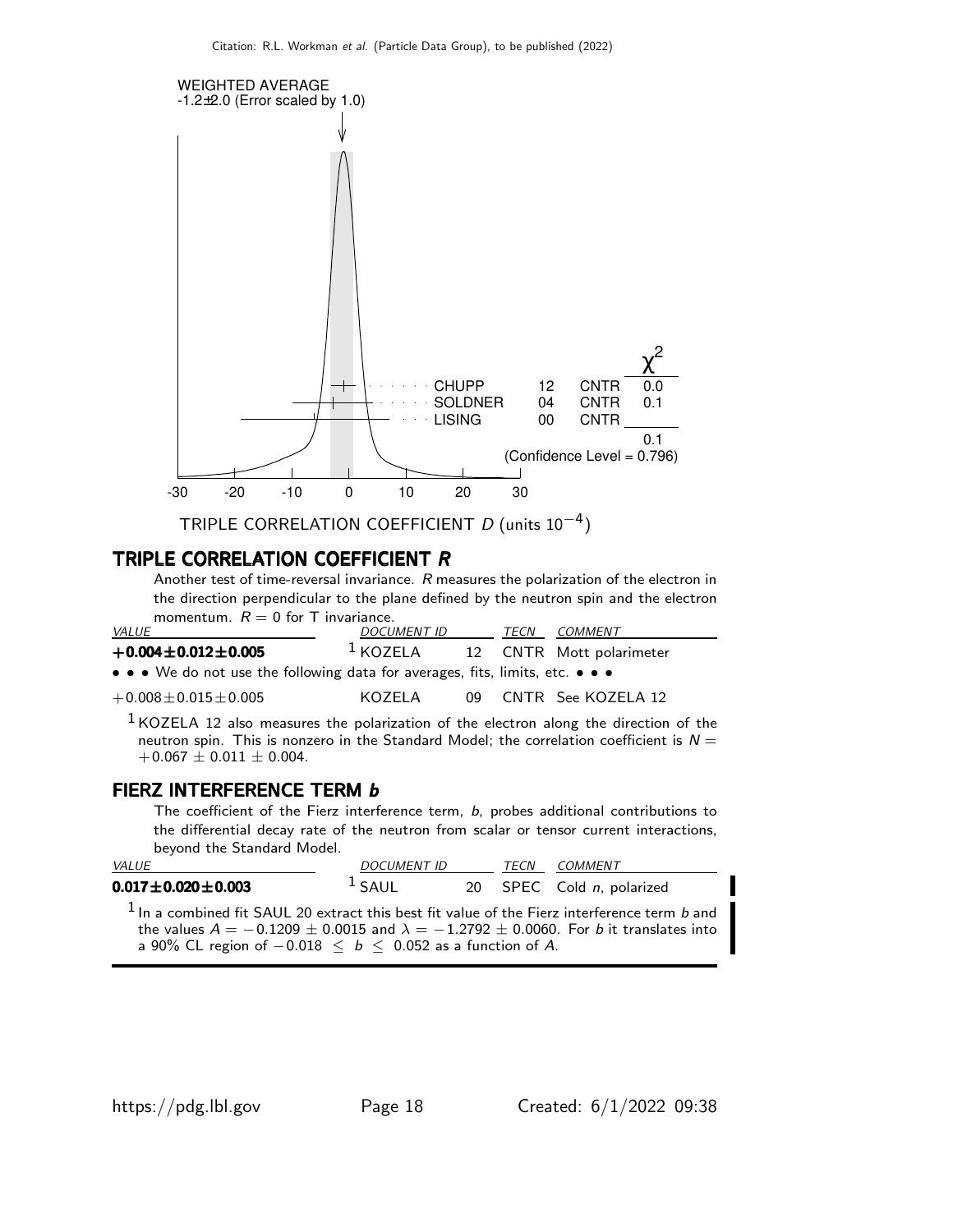WEIGHTED AVERAGE
-1.2±2.0 (Error scaled by 1.0)

| | | | $\chi^2$ |
|---|---|---|---|
| CHUPP | 12 | CNTR | 0.0 |
| SOLDNER | 04 | CNTR | 0.1 |
| LISING | 00 | CNTR | |
| | | | 0.1 |

(Confidence Level = 0.796)

TRIPLE CORRELATION COEFFICIENT $D$ (units $10^{-4}$)

## TRIPLE CORRELATION COEFFICIENT $R$

Another test of time-reversal invariance. $R$ measures the polarization of the electron in the direction perpendicular to the plane defined by the neutron spin and the electron momentum. $R = 0$ for T invariance.

| VALUE | DOCUMENT ID | | TECN | COMMENT |
|---|---|---|---|---|
| **+0.004±0.012±0.005** | [1] KOZELA | 12 | CNTR | Mott polarimeter |
| • • • We do not use the following data for averages, fits, limits, etc. • • • | | | | |
| +0.008±0.015±0.005 | KOZELA | 09 | CNTR | See KOZELA 12 |

[1] KOZELA 12 also measures the polarization of the electron along the direction of the neutron spin. This is nonzero in the Standard Model; the correlation coefficient is $N = +0.067 \pm 0.011 \pm 0.004$.

## FIERZ INTERFERENCE TERM $b$

The coefficient of the Fierz interference term, $b$, probes additional contributions to the differential decay rate of the neutron from scalar or tensor current interactions, beyond the Standard Model.

| VALUE | DOCUMENT ID | | TECN | COMMENT |
|---|---|---|---|---|
| **0.017±0.020±0.003** | [1] SAUL | 20 | SPEC | Cold $n$, polarized |

[1] In a combined fit SAUL 20 extract this best fit value of the Fierz interference term $b$ and the values $A = -0.1209 \pm 0.0015$ and $\lambda = -1.2792 \pm 0.0060$. For $b$ it translates into a 90% CL region of $-0.018 \leq b \leq 0.052$ as a function of $A$.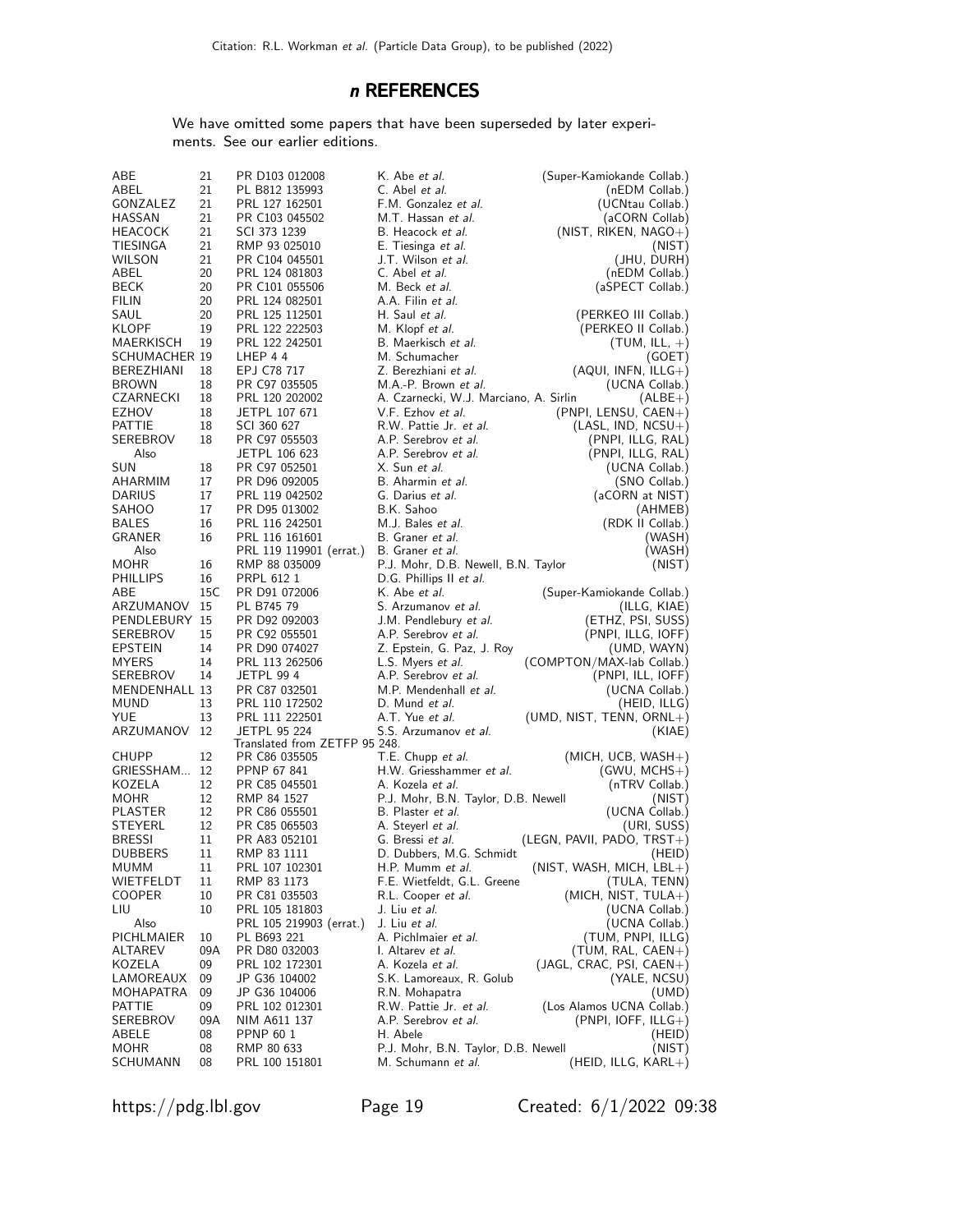## *n* REFERENCES

We have omitted some papers that have been superseded by later experiments. See our earlier editions.

| | | | | |
|---|---|---|---|---|
| ABE | 21 | PR D103 012008 | K. Abe *et al.* | (Super-Kamiokande Collab.) |
| ABEL | 21 | PL B812 135993 | C. Abel *et al.* | (nEDM Collab.) |
| GONZALEZ | 21 | PRL 127 162501 | F.M. Gonzalez *et al.* | (UCNtau Collab.) |
| HASSAN | 21 | PR C103 045502 | M.T. Hassan *et al.* | (aCORN Collab) |
| HEACOCK | 21 | SCI 373 1239 | B. Heacock *et al.* | (NIST, RIKEN, NAGO+) |
| TIESINGA | 21 | RMP 93 025010 | E. Tiesinga *et al.* | (NIST) |
| WILSON | 21 | PR C104 045501 | J.T. Wilson *et al.* | (JHU, DURH) |
| ABEL | 20 | PRL 124 081803 | C. Abel *et al.* | (nEDM Collab.) |
| BECK | 20 | PR C101 055506 | M. Beck *et al.* | (aSPECT Collab.) |
| FILIN | 20 | PRL 124 082501 | A.A. Filin *et al.* | |
| SAUL | 20 | PRL 125 112501 | H. Saul *et al.* | (PERKEO III Collab.) |
| KLOPF | 19 | PRL 122 222503 | M. Klopf *et al.* | (PERKEO II Collab.) |
| MAERKISCH | 19 | PRL 122 242501 | B. Maerkisch *et al.* | (TUM, ILL, +) |
| SCHUMACHER | 19 | LHEP 4 4 | M. Schumacher | (GOET) |
| BEREZHIANI | 18 | EPJ C78 717 | Z. Berezhiani *et al.* | (AQUI, INFN, ILLG+) |
| BROWN | 18 | PR C97 035505 | M.A.-P. Brown *et al.* | (UCNA Collab.) |
| CZARNECKI | 18 | PRL 120 202002 | A. Czarnecki, W.J. Marciano, A. Sirlin | (ALBE+) |
| EZHOV | 18 | JETPL 107 671 | V.F. Ezhov *et al.* | (PNPI, LENSU, CAEN+) |
| PATTIE | 18 | SCI 360 627 | R.W. Pattie Jr. *et al.* | (LASL, IND, NCSU+) |
| SEREBROV | 18 | PR C97 055503 | A.P. Serebrov *et al.* | (PNPI, ILLG, RAL) |
| Also | | JETPL 106 623 | A.P. Serebrov *et al.* | (PNPI, ILLG, RAL) |
| SUN | 18 | PR C97 052501 | X. Sun *et al.* | (UCNA Collab.) |
| AHARMIM | 17 | PR D96 092005 | B. Aharmin *et al.* | (SNO Collab.) |
| DARIUS | 17 | PRL 119 042502 | G. Darius *et al.* | (aCORN at NIST) |
| SAHOO | 17 | PR D95 013002 | B.K. Sahoo | (AHMEB) |
| BALES | 16 | PRL 116 242501 | M.J. Bales *et al.* | (RDK II Collab.) |
| GRANER | 16 | PRL 116 161601 | B. Graner *et al.* | (WASH) |
| Also | | PRL 119 119901 (errat.) | B. Graner *et al.* | (WASH) |
| MOHR | 16 | RMP 88 035009 | P.J. Mohr, D.B. Newell, B.N. Taylor | (NIST) |
| PHILLIPS | 16 | PRPL 612 1 | D.G. Phillips II *et al.* | |
| ABE | 15C | PR D91 072006 | K. Abe *et al.* | (Super-Kamiokande Collab.) |
| ARZUMANOV | 15 | PL B745 79 | S. Arzumanov *et al.* | (ILLG, KIAE) |
| PENDLEBURY | 15 | PR D92 092003 | J.M. Pendlebury *et al.* | (ETHZ, PSI, SUSS) |
| SEREBROV | 15 | PR C92 055501 | A.P. Serebrov *et al.* | (PNPI, ILLG, IOFF) |
| EPSTEIN | 14 | PR D90 074027 | Z. Epstein, G. Paz, J. Roy | (UMD, WAYN) |
| MYERS | 14 | PRL 113 262506 | L.S. Myers *et al.* | (COMPTON/MAX-lab Collab.) |
| SEREBROV | 14 | JETPL 99 4 | A.P. Serebrov *et al.* | (PNPI, ILL, IOFF) |
| MENDENHALL | 13 | PR C87 032501 | M.P. Mendenhall *et al.* | (UCNA Collab.) |
| MUND | 13 | PRL 110 172502 | D. Mund *et al.* | (HEID, ILLG) |
| YUE | 13 | PRL 111 222501 | A.T. Yue *et al.* | (UMD, NIST, TENN, ORNL+) |
| ARZUMANOV | 12 | JETPL 95 224 | S.S. Arzumanov *et al.* | (KIAE) |
| | | Translated from ZETFP 95 248. | | |
| CHUPP | 12 | PR C86 035505 | T.E. Chupp *et al.* | (MICH, UCB, WASH+) |
| GRIESSHAM... | 12 | PPNP 67 841 | H.W. Griesshammer *et al.* | (GWU, MCHS+) |
| KOZELA | 12 | PR C85 045501 | A. Kozela *et al.* | (nTRV Collab.) |
| MOHR | 12 | RMP 84 1527 | P.J. Mohr, B.N. Taylor, D.B. Newell | (NIST) |
| PLASTER | 12 | PR C86 055501 | B. Plaster *et al.* | (UCNA Collab.) |
| STEYERL | 12 | PR C85 065503 | A. Steyerl *et al.* | (URI, SUSS) |
| BRESSI | 11 | PR A83 052101 | G. Bressi *et al.* | (LEGN, PAVII, PADO, TRST+) |
| DUBBERS | 11 | RMP 83 1111 | D. Dubbers, M.G. Schmidt | (HEID) |
| MUMM | 11 | PRL 107 102301 | H.P. Mumm *et al.* | (NIST, WASH, MICH, LBL+) |
| WIETFELDT | 11 | RMP 83 1173 | F.E. Wietfeldt, G.L. Greene | (TULA, TENN) |
| COOPER | 10 | PR C81 035503 | R.L. Cooper *et al.* | (MICH, NIST, TULA+) |
| LIU | 10 | PRL 105 181803 | J. Liu *et al.* | (UCNA Collab.) |
| Also | | PRL 105 219903 (errat.) | J. Liu *et al.* | (UCNA Collab.) |
| PICHLMAIER | 10 | PL B693 221 | A. Pichlmaier *et al.* | (TUM, PNPI, ILLG) |
| ALTAREV | 09A | PR D80 032003 | I. Altarev *et al.* | (TUM, RAL, CAEN+) |
| KOZELA | 09 | PRL 102 172301 | A. Kozela *et al.* | (JAGL, CRAC, PSI, CAEN+) |
| LAMOREAUX | 09 | JP G36 104002 | S.K. Lamoreaux, R. Golub | (YALE, NCSU) |
| MOHAPATRA | 09 | JP G36 104006 | R.N. Mohapatra | (UMD) |
| PATTIE | 09 | PRL 102 012301 | R.W. Pattie Jr. *et al.* | (Los Alamos UCNA Collab.) |
| SEREBROV | 09A | NIM A611 137 | A.P. Serebrov *et al.* | (PNPI, IOFF, ILLG+) |
| ABELE | 08 | PPNP 60 1 | H. Abele | (HEID) |
| MOHR | 08 | RMP 80 633 | P.J. Mohr, B.N. Taylor, D.B. Newell | (NIST) |
| SCHUMANN | 08 | PRL 100 151801 | M. Schumann *et al.* | (HEID, ILLG, KARL+) |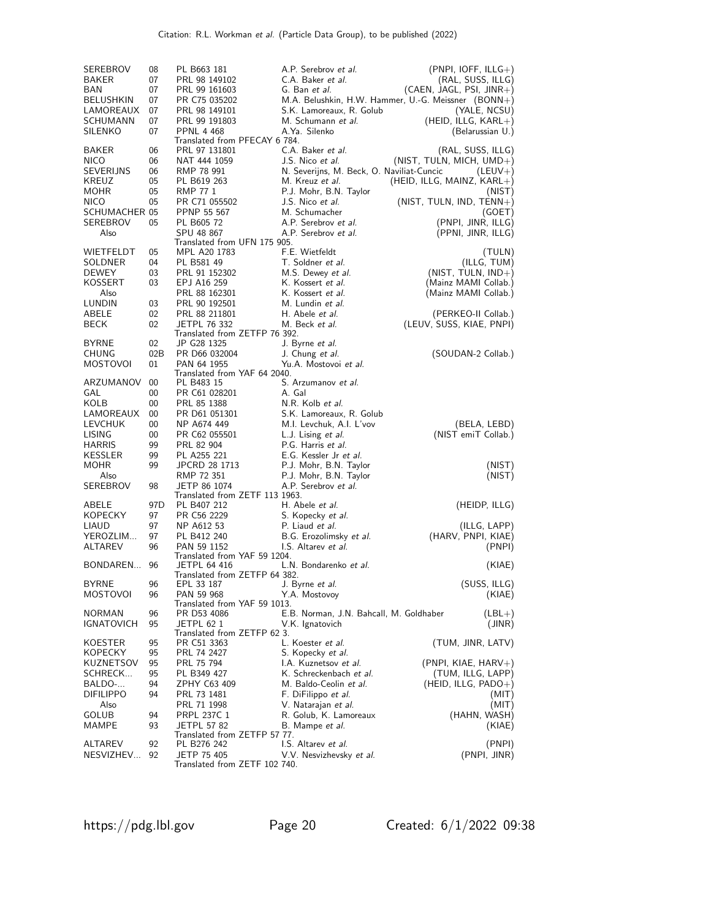| | | | | |
|---|---|---|---|---|
| SEREBROV | 08 | PL B663 181 | A.P. Serebrov *et al.* | (PNPI, IOFF, ILLG+) |
| BAKER | 07 | PRL 98 149102 | C.A. Baker *et al.* | (RAL, SUSS, ILLG) |
| BAN | 07 | PRL 99 161603 | G. Ban *et al.* | (CAEN, JAGL, PSI, JINR+) |
| BELUSHKIN | 07 | PR C75 035202 | M.A. Belushkin, H.W. Hammer, U.-G. Meissner | (BONN+) |
| LAMOREAUX | 07 | PRL 98 149101 | S.K. Lamoreaux, R. Golub | (YALE, NCSU) |
| SCHUMANN | 07 | PRL 99 191803 | M. Schumann *et al.* | (HEID, ILLG, KARL+) |
| SILENKO | 07 | PPNL 4 468 | A.Ya. Silenko | (Belarussian U.) |
| | | Translated from PFECAY 6 784. | | |
| BAKER | 06 | PRL 97 131801 | C.A. Baker *et al.* | (RAL, SUSS, ILLG) |
| NICO | 06 | NAT 444 1059 | J.S. Nico *et al.* | (NIST, TULN, MICH, UMD+) |
| SEVERIJNS | 06 | RMP 78 991 | N. Severijns, M. Beck, O. Naviliat-Cuncic | (LEUV+) |
| KREUZ | 05 | PL B619 263 | M. Kreuz *et al.* | (HEID, ILLG, MAINZ, KARL+) |
| MOHR | 05 | RMP 77 1 | P.J. Mohr, B.N. Taylor | (NIST) |
| NICO | 05 | PR C71 055502 | J.S. Nico *et al.* | (NIST, TULN, IND, TENN+) |
| SCHUMACHER | 05 | PPNP 55 567 | M. Schumacher | (GOET) |
| SEREBROV | 05 | PL B605 72 | A.P. Serebrov *et al.* | (PNPI, JINR, ILLG) |
| Also | | SPU 48 867 | A.P. Serebrov *et al.* | (PPNI, JINR, ILLG) |
| | | Translated from UFN 175 905. | | |
| WIETFELDT | 05 | MPL A20 1783 | F.E. Wietfeldt | (TULN) |
| SOLDNER | 04 | PL B581 49 | T. Soldner *et al.* | (ILLG, TUM) |
| DEWEY | 03 | PRL 91 152302 | M.S. Dewey *et al.* | (NIST, TULN, IND+) |
| KOSSERT | 03 | EPJ A16 259 | K. Kossert *et al.* | (Mainz MAMI Collab.) |
| Also | | PRL 88 162301 | K. Kossert *et al.* | (Mainz MAMI Collab.) |
| LUNDIN | 03 | PRL 90 192501 | M. Lundin *et al.* | |
| ABELE | 02 | PRL 88 211801 | H. Abele *et al.* | (PERKEO-II Collab.) |
| BECK | 02 | JETPL 76 332 | M. Beck *et al.* | (LEUV, SUSS, KIAE, PNPI) |
| | | Translated from ZETFP 76 392. | | |
| BYRNE | 02 | JP G28 1325 | J. Byrne *et al.* | |
| CHUNG | 02B | PR D66 032004 | J. Chung *et al.* | (SOUDAN-2 Collab.) |
| MOSTOVOI | 01 | PAN 64 1955 | Yu.A. Mostovoi *et al.* | |
| | | Translated from YAF 64 2040. | | |
| ARZUMANOV | 00 | PL B483 15 | S. Arzumanov *et al.* | |
| GAL | 00 | PR C61 028201 | A. Gal | |
| KOLB | 00 | PRL 85 1388 | N.R. Kolb *et al.* | |
| LAMOREAUX | 00 | PR D61 051301 | S.K. Lamoreaux, R. Golub | |
| LEVCHUK | 00 | NP A674 449 | M.I. Levchuk, A.I. L'vov | (BELA, LEBD) |
| LISING | 00 | PR C62 055501 | L.J. Lising *et al.* | (NIST emiT Collab.) |
| HARRIS | 99 | PRL 82 904 | P.G. Harris *et al.* | |
| KESSLER | 99 | PL A255 221 | E.G. Kessler Jr *et al.* | |
| MOHR | 99 | JPCRD 28 1713 | P.J. Mohr, B.N. Taylor | (NIST) |
| Also | | RMP 72 351 | P.J. Mohr, B.N. Taylor | (NIST) |
| SEREBROV | 98 | JETP 86 1074 | A.P. Serebrov *et al.* | |
| | | Translated from ZETF 113 1963. | | |
| ABELE | 97D | PL B407 212 | H. Abele *et al.* | (HEIDP, ILLG) |
| KOPECKY | 97 | PR C56 2229 | S. Kopecky *et al.* | |
| LIAUD | 97 | NP A612 53 | P. Liaud *et al.* | (ILLG, LAPP) |
| YEROZLIM... | 97 | PL B412 240 | B.G. Erozolimsky *et al.* | (HARV, PNPI, KIAE) |
| ALTAREV | 96 | PAN 59 1152 | I.S. Altarev *et al.* | (PNPI) |
| | | Translated from YAF 59 1204. | | |
| BONDAREN... | 96 | JETPL 64 416 | L.N. Bondarenko *et al.* | (KIAE) |
| | | Translated from ZETFP 64 382. | | |
| BYRNE | 96 | EPL 33 187 | J. Byrne *et al.* | (SUSS, ILLG) |
| MOSTOVOI | 96 | PAN 59 968 | Y.A. Mostovoy | (KIAE) |
| | | Translated from YAF 59 1013. | | |
| NORMAN | 96 | PR D53 4086 | E.B. Norman, J.N. Bahcall, M. Goldhaber | (LBL+) |
| IGNATOVICH | 95 | JETPL 62 1 | V.K. Ignatovich | (JINR) |
| | | Translated from ZETFP 62 3. | | |
| KOESTER | 95 | PR C51 3363 | L. Koester *et al.* | (TUM, JINR, LATV) |
| KOPECKY | 95 | PRL 74 2427 | S. Kopecky *et al.* | |
| KUZNETSOV | 95 | PRL 75 794 | I.A. Kuznetsov *et al.* | (PNPI, KIAE, HARV+) |
| SCHRECK... | 95 | PL B349 427 | K. Schreckenbach *et al.* | (TUM, ILLG, LAPP) |
| BALDO-... | 94 | ZPHY C63 409 | M. Baldo-Ceolin *et al.* | (HEID, ILLG, PADO+) |
| DIFILIPPO | 94 | PRL 73 1481 | F. DiFilippo *et al.* | (MIT) |
| Also | | PRL 71 1998 | V. Natarajan *et al.* | (MIT) |
| GOLUB | 94 | PRPL 237C 1 | R. Golub, K. Lamoreaux | (HAHN, WASH) |
| MAMPE | 93 | JETPL 57 82 | B. Mampe *et al.* | (KIAE) |
| | | Translated from ZETFP 57 77. | | |
| ALTAREV | 92 | PL B276 242 | I.S. Altarev *et al.* | (PNPI) |
| NESVIZHEV... | 92 | JETP 75 405 | V.V. Nesvizhevsky *et al.* | (PNPI, JINR) |
| | | Translated from ZETF 102 740. | | |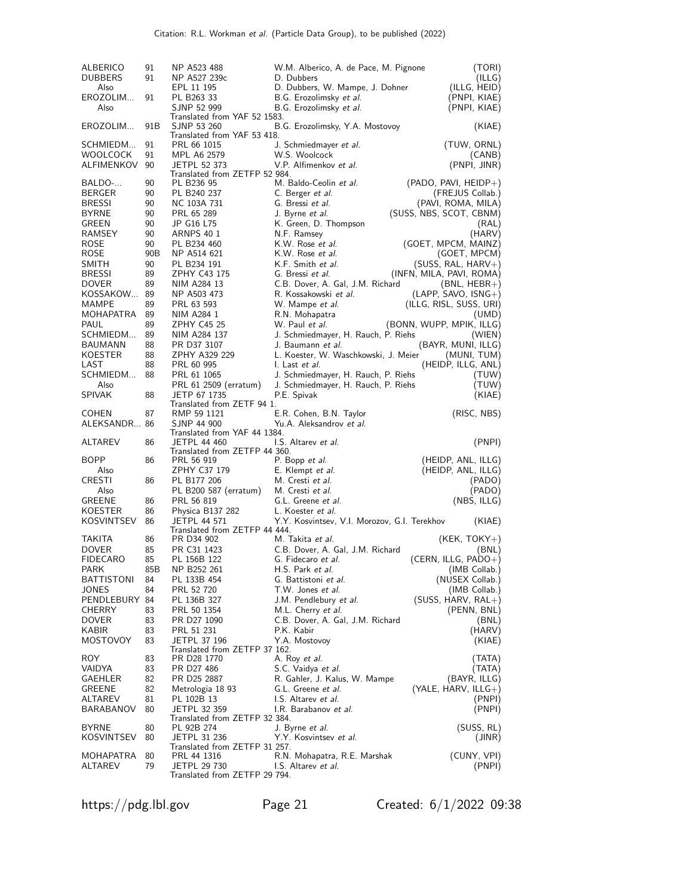| | | | | |
|---|---|---|---|---|
| ALBERICO | 91 | NP A523 488 | W.M. Alberico, A. de Pace, M. Pignone | (TORI) |
| DUBBERS | 91 | NP A527 239c | D. Dubbers | (ILLG) |
| Also | | EPL 11 195 | D. Dubbers, W. Mampe, J. Dohner | (ILLG, HEID) |
| EROZOLIM... | 91 | PL B263 33 | B.G. Erozolimsky *et al.* | (PNPI, KIAE) |
| Also | | SJNP 52 999 | B.G. Erozolimsky *et al.* | (PNPI, KIAE) |
| | | Translated from YAF 52 1583. | | |
| EROZOLIM... | 91B | SJNP 53 260 | B.G. Erozolimsky, Y.A. Mostovoy | (KIAE) |
| | | Translated from YAF 53 418. | | |
| SCHMIEDM... | 91 | PRL 66 1015 | J. Schmiedmayer *et al.* | (TUW, ORNL) |
| WOOLCOCK | 91 | MPL A6 2579 | W.S. Woolcock | (CANB) |
| ALFIMENKOV | 90 | JETPL 52 373 | V.P. Alfimenkov *et al.* | (PNPI, JINR) |
| | | Translated from ZETFP 52 984. | | |
| BALDO-... | 90 | PL B236 95 | M. Baldo-Ceolin *et al.* | (PADO, PAVI, HEIDP+) |
| BERGER | 90 | PL B240 237 | C. Berger *et al.* | (FREJUS Collab.) |
| BRESSI | 90 | NC 103A 731 | G. Bressi *et al.* | (PAVI, ROMA, MILA) |
| BYRNE | 90 | PRL 65 289 | J. Byrne *et al.* | (SUSS, NBS, SCOT, CBNM) |
| GREEN | 90 | JP G16 L75 | K. Green, D. Thompson | (RAL) |
| RAMSEY | 90 | ARNPS 40 1 | N.F. Ramsey | (HARV) |
| ROSE | 90 | PL B234 460 | K.W. Rose *et al.* | (GOET, MPCM, MAINZ) |
| ROSE | 90B | NP A514 621 | K.W. Rose *et al.* | (GOET, MPCM) |
| SMITH | 90 | PL B234 191 | K.F. Smith *et al.* | (SUSS, RAL, HARV+) |
| BRESSI | 89 | ZPHY C43 175 | G. Bressi *et al.* | (INFN, MILA, PAVI, ROMA) |
| DOVER | 89 | NIM A284 13 | C.B. Dover, A. Gal, J.M. Richard | (BNL, HEBR+) |
| KOSSAKOW... | 89 | NP A503 473 | R. Kossakowski *et al.* | (LAPP, SAVO, ISNG+) |
| MAMPE | 89 | PRL 63 593 | W. Mampe *et al.* | (ILLG, RISL, SUSS, URI) |
| MOHAPATRA | 89 | NIM A284 1 | R.N. Mohapatra | (UMD) |
| PAUL | 89 | ZPHY C45 25 | W. Paul *et al.* | (BONN, WUPP, MPIK, ILLG) |
| SCHMIEDM... | 89 | NIM A284 137 | J. Schmiedmayer, H. Rauch, P. Riehs | (WIEN) |
| BAUMANN | 88 | PR D37 3107 | J. Baumann *et al.* | (BAYR, MUNI, ILLG) |
| KOESTER | 88 | ZPHY A329 229 | L. Koester, W. Waschkowski, J. Meier | (MUNI, TUM) |
| LAST | 88 | PRL 60 995 | I. Last *et al.* | (HEIDP, ILLG, ANL) |
| SCHMIEDM... | 88 | PRL 61 1065 | J. Schmiedmayer, H. Rauch, P. Riehs | (TUW) |
| Also | | PRL 61 2509 (erratum) | J. Schmiedmayer, H. Rauch, P. Riehs | (TUW) |
| SPIVAK | 88 | JETP 67 1735 | P.E. Spivak | (KIAE) |
| | | Translated from ZETF 94 1. | | |
| COHEN | 87 | RMP 59 1121 | E.R. Cohen, B.N. Taylor | (RISC, NBS) |
| ALEKSANDR... | 86 | SJNP 44 900 | Yu.A. Aleksandrov *et al.* | |
| | | Translated from YAF 44 1384. | | |
| ALTAREV | 86 | JETPL 44 460 | I.S. Altarev *et al.* | (PNPI) |
| | | Translated from ZETFP 44 360. | | |
| BOPP | 86 | PRL 56 919 | P. Bopp *et al.* | (HEIDP, ANL, ILLG) |
| Also | | ZPHY C37 179 | E. Klempt *et al.* | (HEIDP, ANL, ILLG) |
| CRESTI | 86 | PL B177 206 | M. Cresti *et al.* | (PADO) |
| Also | | PL B200 587 (erratum) | M. Cresti *et al.* | (PADO) |
| GREENE | 86 | PRL 56 819 | G.L. Greene *et al.* | (NBS, ILLG) |
| KOESTER | 86 | Physica B137 282 | L. Koester *et al.* | |
| KOSVINTSEV | 86 | JETPL 44 571 | Y.Y. Kosvintsev, V.I. Morozov, G.I. Terekhov | (KIAE) |
| | | Translated from ZETFP 44 444. | | |
| TAKITA | 86 | PR D34 902 | M. Takita *et al.* | (KEK, TOKY+) |
| DOVER | 85 | PR C31 1423 | C.B. Dover, A. Gal, J.M. Richard | (BNL) |
| FIDECARO | 85 | PL 156B 122 | G. Fidecaro *et al.* | (CERN, ILLG, PADO+) |
| PARK | 85B | NP B252 261 | H.S. Park *et al.* | (IMB Collab.) |
| BATTISTONI | 84 | PL 133B 454 | G. Battistoni *et al.* | (NUSEX Collab.) |
| JONES | 84 | PRL 52 720 | T.W. Jones *et al.* | (IMB Collab.) |
| PENDLEBURY | 84 | PL 136B 327 | J.M. Pendlebury *et al.* | (SUSS, HARV, RAL+) |
| CHERRY | 83 | PRL 50 1354 | M.L. Cherry *et al.* | (PENN, BNL) |
| DOVER | 83 | PR D27 1090 | C.B. Dover, A. Gal, J.M. Richard | (BNL) |
| KABIR | 83 | PRL 51 231 | P.K. Kabir | (HARV) |
| MOSTOVOY | 83 | JETPL 37 196 | Y.A. Mostovoy | (KIAE) |
| | | Translated from ZETFP 37 162. | | |
| ROY | 83 | PR D28 1770 | A. Roy *et al.* | (TATA) |
| VAIDYA | 83 | PR D27 486 | S.C. Vaidya *et al.* | (TATA) |
| GAEHLER | 82 | PR D25 2887 | R. Gahler, J. Kalus, W. Mampe | (BAYR, ILLG) |
| GREENE | 82 | Metrologia 18 93 | G.L. Greene *et al.* | (YALE, HARV, ILLG+) |
| ALTAREV | 81 | PL 102B 13 | I.S. Altarev *et al.* | (PNPI) |
| BARABANOV | 80 | JETPL 32 359 | I.R. Barabanov *et al.* | (PNPI) |
| | | Translated from ZETFP 32 384. | | |
| BYRNE | 80 | PL 92B 274 | J. Byrne *et al.* | (SUSS, RL) |
| KOSVINTSEV | 80 | JETPL 31 236 | Y.Y. Kosvintsev *et al.* | (JINR) |
| | | Translated from ZETFP 31 257. | | |
| MOHAPATRA | 80 | PRL 44 1316 | R.N. Mohapatra, R.E. Marshak | (CUNY, VPI) |
| ALTAREV | 79 | JETPL 29 730 | I.S. Altarev *et al.* | (PNPI) |
| | | Translated from ZETFP 29 794. | | |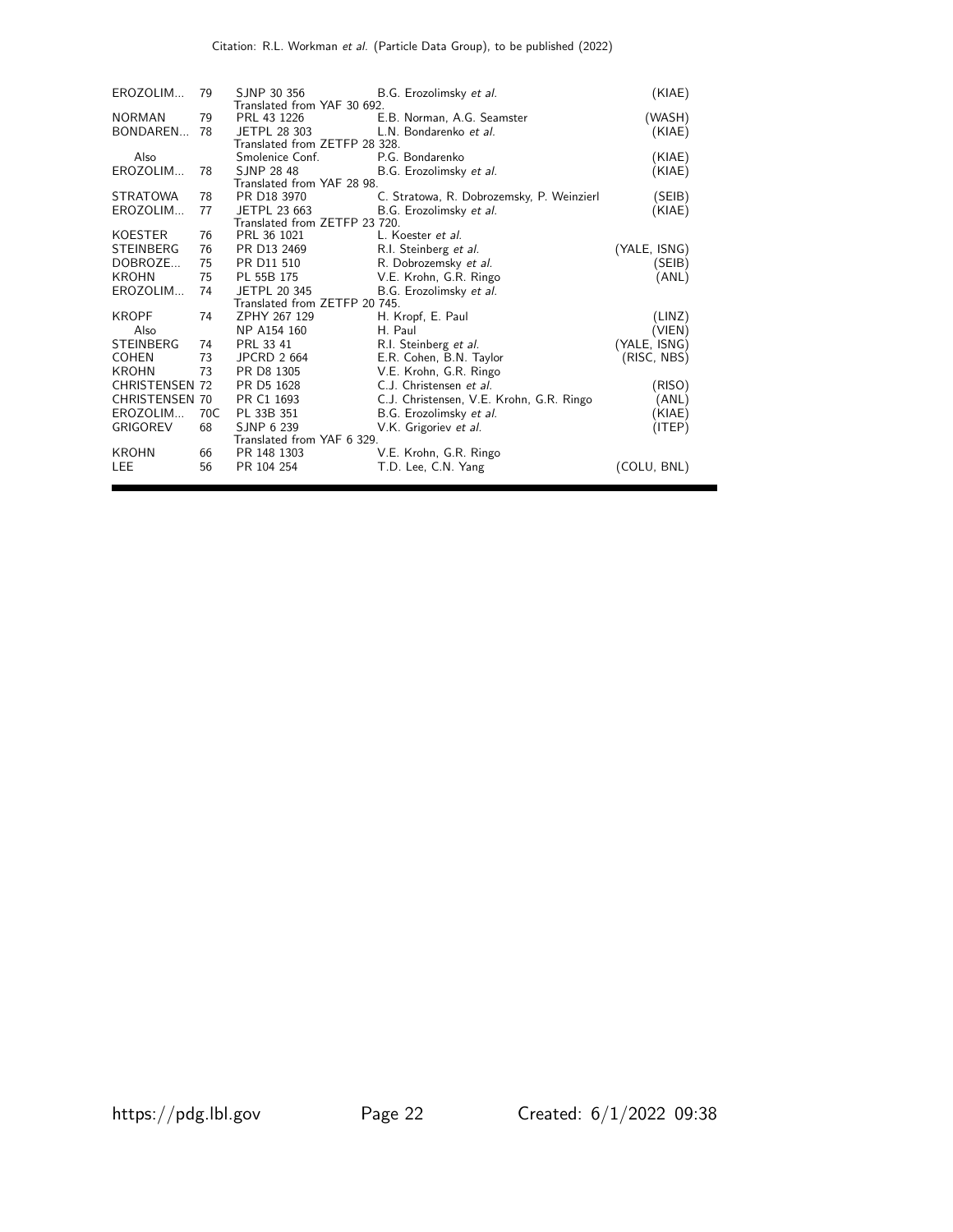| | | | | |
|---|---|---|---|---|
| EROZOLIM... | 79 | SJNP 30 356 | B.G. Erozolimsky *et al.* | (KIAE) |
| | | Translated from YAF 30 692. | | |
| NORMAN | 79 | PRL 43 1226 | E.B. Norman, A.G. Seamster | (WASH) |
| BONDAREN... | 78 | JETPL 28 303 | L.N. Bondarenko *et al.* | (KIAE) |
| | | Translated from ZETFP 28 328. | | |
| Also | | Smolenice Conf. | P.G. Bondarenko | (KIAE) |
| EROZOLIM... | 78 | SJNP 28 48 | B.G. Erozolimsky *et al.* | (KIAE) |
| | | Translated from YAF 28 98. | | |
| STRATOWA | 78 | PR D18 3970 | C. Stratowa, R. Dobrozemsky, P. Weinzierl | (SEIB) |
| EROZOLIM... | 77 | JETPL 23 663 | B.G. Erozolimsky *et al.* | (KIAE) |
| | | Translated from ZETFP 23 720. | | |
| KOESTER | 76 | PRL 36 1021 | L. Koester *et al.* | |
| STEINBERG | 76 | PR D13 2469 | R.I. Steinberg *et al.* | (YALE, ISNG) |
| DOBROZE... | 75 | PR D11 510 | R. Dobrozemsky *et al.* | (SEIB) |
| KROHN | 75 | PL 55B 175 | V.E. Krohn, G.R. Ringo | (ANL) |
| EROZOLIM... | 74 | JETPL 20 345 | B.G. Erozolimsky *et al.* | |
| | | Translated from ZETFP 20 745. | | |
| KROPF | 74 | ZPHY 267 129 | H. Kropf, E. Paul | (LINZ) |
| Also | | NP A154 160 | H. Paul | (VIEN) |
| STEINBERG | 74 | PRL 33 41 | R.I. Steinberg *et al.* | (YALE, ISNG) |
| COHEN | 73 | JPCRD 2 664 | E.R. Cohen, B.N. Taylor | (RISC, NBS) |
| KROHN | 73 | PR D8 1305 | V.E. Krohn, G.R. Ringo | |
| CHRISTENSEN | 72 | PR D5 1628 | C.J. Christensen *et al.* | (RISO) |
| CHRISTENSEN | 70 | PR C1 1693 | C.J. Christensen, V.E. Krohn, G.R. Ringo | (ANL) |
| EROZOLIM... | 70C | PL 33B 351 | B.G. Erozolimsky *et al.* | (KIAE) |
| GRIGOREV | 68 | SJNP 6 239 | V.K. Grigoriev *et al.* | (ITEP) |
| | | Translated from YAF 6 329. | | |
| KROHN | 66 | PR 148 1303 | V.E. Krohn, G.R. Ringo | |
| LEE | 56 | PR 104 254 | T.D. Lee, C.N. Yang | (COLU, BNL) |